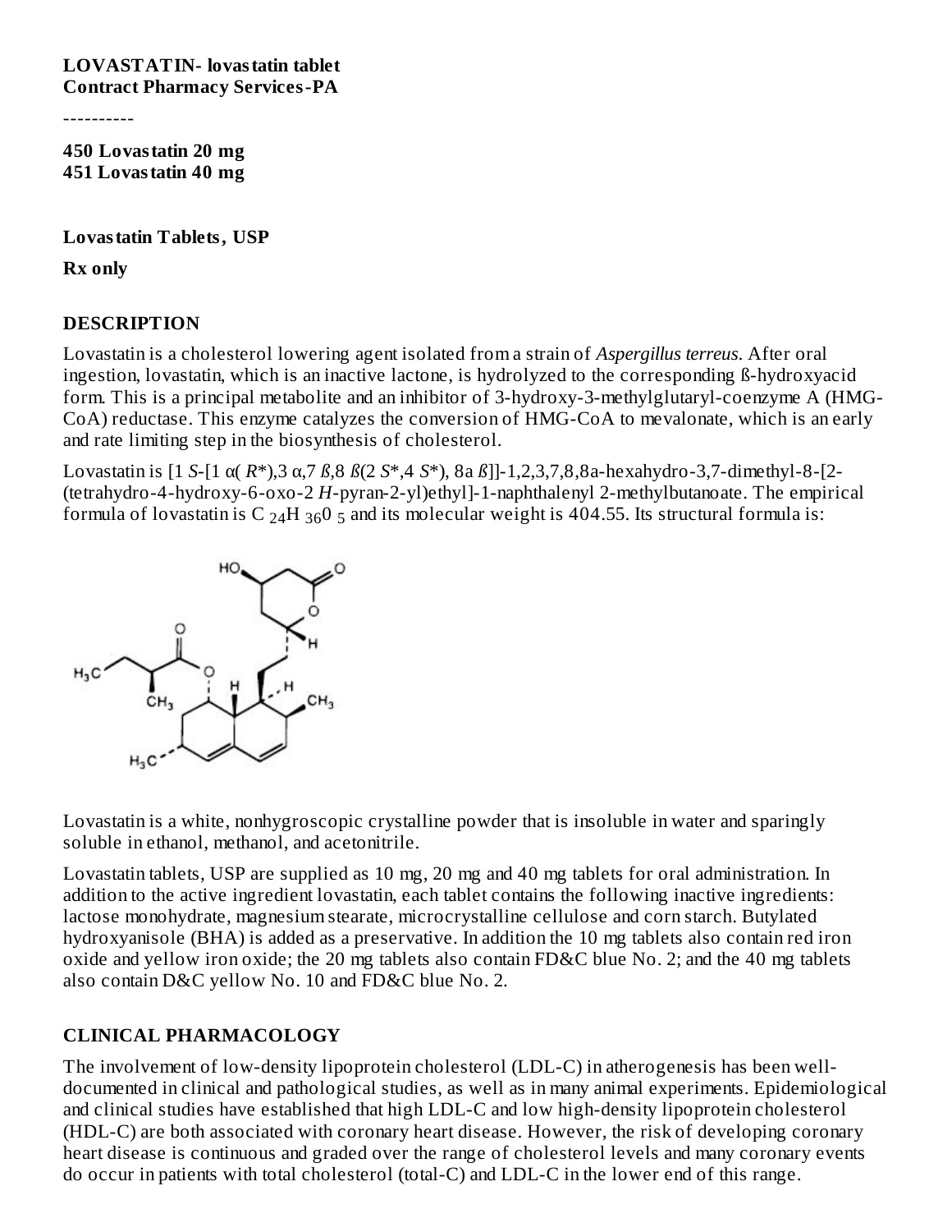**LOVASTATIN- lovastatin tablet**
**Contract Pharmacy Services-PA**

----------

**450 Lovastatin 20 mg**
**451 Lovastatin 40 mg**

**Lovastatin Tablets, USP**

**Rx only**

## DESCRIPTION

Lovastatin is a cholesterol lowering agent isolated from a strain of *Aspergillus terreus*. After oral ingestion, lovastatin, which is an inactive lactone, is hydrolyzed to the corresponding ß-hydroxyacid form. This is a principal metabolite and an inhibitor of 3-hydroxy-3-methylglutaryl-coenzyme A (HMG-CoA) reductase. This enzyme catalyzes the conversion of HMG-CoA to mevalonate, which is an early and rate limiting step in the biosynthesis of cholesterol.

Lovastatin is [1 *S*-[1 α( *R*\*),3 α,7 ß,8 ß(2 *S*\*,4 *S*\*), 8a ß]]-1,2,3,7,8,8a-hexahydro-3,7-dimethyl-8-[2-(tetrahydro-4-hydroxy-6-oxo-2 *H*-pyran-2-yl)ethyl]-1-naphthalenyl 2-methylbutanoate. The empirical formula of lovastatin is $C_{24}H_{36}O_5$ and its molecular weight is 404.55. Its structural formula is:

Lovastatin is a white, nonhygroscopic crystalline powder that is insoluble in water and sparingly soluble in ethanol, methanol, and acetonitrile.

Lovastatin tablets, USP are supplied as 10 mg, 20 mg and 40 mg tablets for oral administration. In addition to the active ingredient lovastatin, each tablet contains the following inactive ingredients: lactose monohydrate, magnesium stearate, microcrystalline cellulose and corn starch. Butylated hydroxyanisole (BHA) is added as a preservative. In addition the 10 mg tablets also contain red iron oxide and yellow iron oxide; the 20 mg tablets also contain FD&C blue No. 2; and the 40 mg tablets also contain D&C yellow No. 10 and FD&C blue No. 2.

## CLINICAL PHARMACOLOGY

The involvement of low-density lipoprotein cholesterol (LDL-C) in atherogenesis has been well-documented in clinical and pathological studies, as well as in many animal experiments. Epidemiological and clinical studies have established that high LDL-C and low high-density lipoprotein cholesterol (HDL-C) are both associated with coronary heart disease. However, the risk of developing coronary heart disease is continuous and graded over the range of cholesterol levels and many coronary events do occur in patients with total cholesterol (total-C) and LDL-C in the lower end of this range.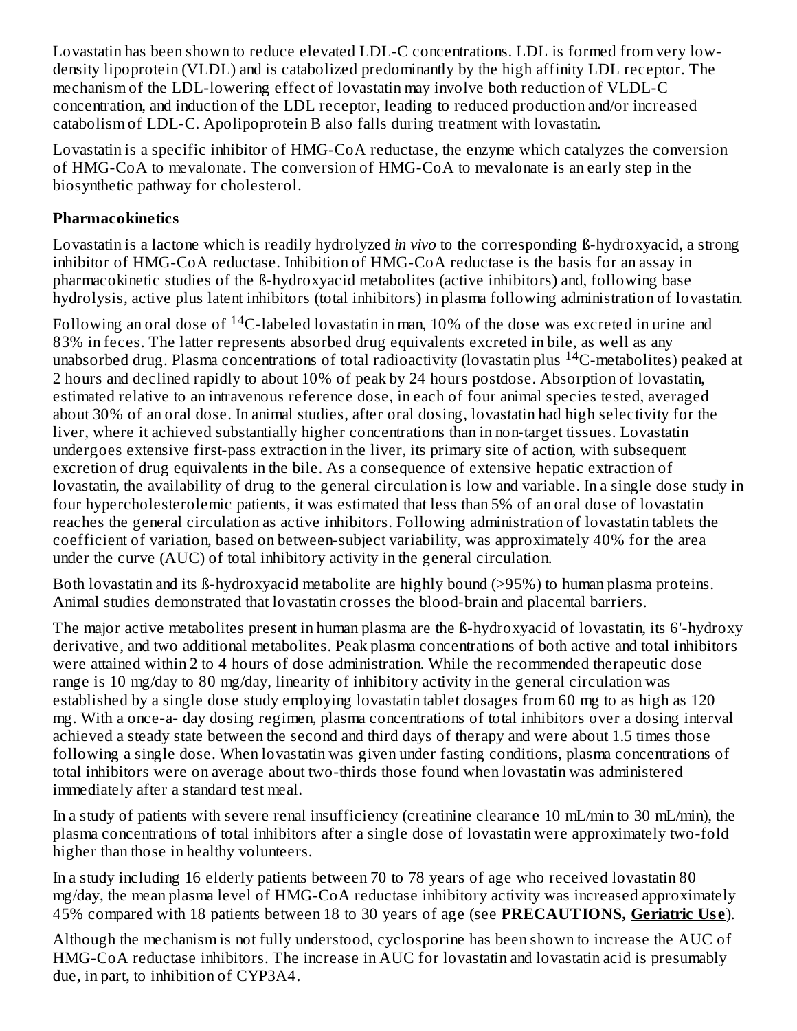Lovastatin has been shown to reduce elevated LDL-C concentrations. LDL is formed from very low-density lipoprotein (VLDL) and is catabolized predominantly by the high affinity LDL receptor. The mechanism of the LDL-lowering effect of lovastatin may involve both reduction of VLDL-C concentration, and induction of the LDL receptor, leading to reduced production and/or increased catabolism of LDL-C. Apolipoprotein B also falls during treatment with lovastatin.

Lovastatin is a specific inhibitor of HMG-CoA reductase, the enzyme which catalyzes the conversion of HMG-CoA to mevalonate. The conversion of HMG-CoA to mevalonate is an early step in the biosynthetic pathway for cholesterol.

**Pharmacokinetics**

Lovastatin is a lactone which is readily hydrolyzed *in vivo* to the corresponding ß-hydroxyacid, a strong inhibitor of HMG-CoA reductase. Inhibition of HMG-CoA reductase is the basis for an assay in pharmacokinetic studies of the ß-hydroxyacid metabolites (active inhibitors) and, following base hydrolysis, active plus latent inhibitors (total inhibitors) in plasma following administration of lovastatin.

Following an oral dose of $^{14}$C-labeled lovastatin in man, 10% of the dose was excreted in urine and 83% in feces. The latter represents absorbed drug equivalents excreted in bile, as well as any unabsorbed drug. Plasma concentrations of total radioactivity (lovastatin plus $^{14}$C-metabolites) peaked at 2 hours and declined rapidly to about 10% of peak by 24 hours postdose. Absorption of lovastatin, estimated relative to an intravenous reference dose, in each of four animal species tested, averaged about 30% of an oral dose. In animal studies, after oral dosing, lovastatin had high selectivity for the liver, where it achieved substantially higher concentrations than in non-target tissues. Lovastatin undergoes extensive first-pass extraction in the liver, its primary site of action, with subsequent excretion of drug equivalents in the bile. As a consequence of extensive hepatic extraction of lovastatin, the availability of drug to the general circulation is low and variable. In a single dose study in four hypercholesterolemic patients, it was estimated that less than 5% of an oral dose of lovastatin reaches the general circulation as active inhibitors. Following administration of lovastatin tablets the coefficient of variation, based on between-subject variability, was approximately 40% for the area under the curve (AUC) of total inhibitory activity in the general circulation.

Both lovastatin and its ß-hydroxyacid metabolite are highly bound (>95%) to human plasma proteins. Animal studies demonstrated that lovastatin crosses the blood-brain and placental barriers.

The major active metabolites present in human plasma are the ß-hydroxyacid of lovastatin, its 6'-hydroxy derivative, and two additional metabolites. Peak plasma concentrations of both active and total inhibitors were attained within 2 to 4 hours of dose administration. While the recommended therapeutic dose range is 10 mg/day to 80 mg/day, linearity of inhibitory activity in the general circulation was established by a single dose study employing lovastatin tablet dosages from 60 mg to as high as 120 mg. With a once-a- day dosing regimen, plasma concentrations of total inhibitors over a dosing interval achieved a steady state between the second and third days of therapy and were about 1.5 times those following a single dose. When lovastatin was given under fasting conditions, plasma concentrations of total inhibitors were on average about two-thirds those found when lovastatin was administered immediately after a standard test meal.

In a study of patients with severe renal insufficiency (creatinine clearance 10 mL/min to 30 mL/min), the plasma concentrations of total inhibitors after a single dose of lovastatin were approximately two-fold higher than those in healthy volunteers.

In a study including 16 elderly patients between 70 to 78 years of age who received lovastatin 80 mg/day, the mean plasma level of HMG-CoA reductase inhibitory activity was increased approximately 45% compared with 18 patients between 18 to 30 years of age (see **PRECAUTIONS, Geriatric Use**).

Although the mechanism is not fully understood, cyclosporine has been shown to increase the AUC of HMG-CoA reductase inhibitors. The increase in AUC for lovastatin and lovastatin acid is presumably due, in part, to inhibition of CYP3A4.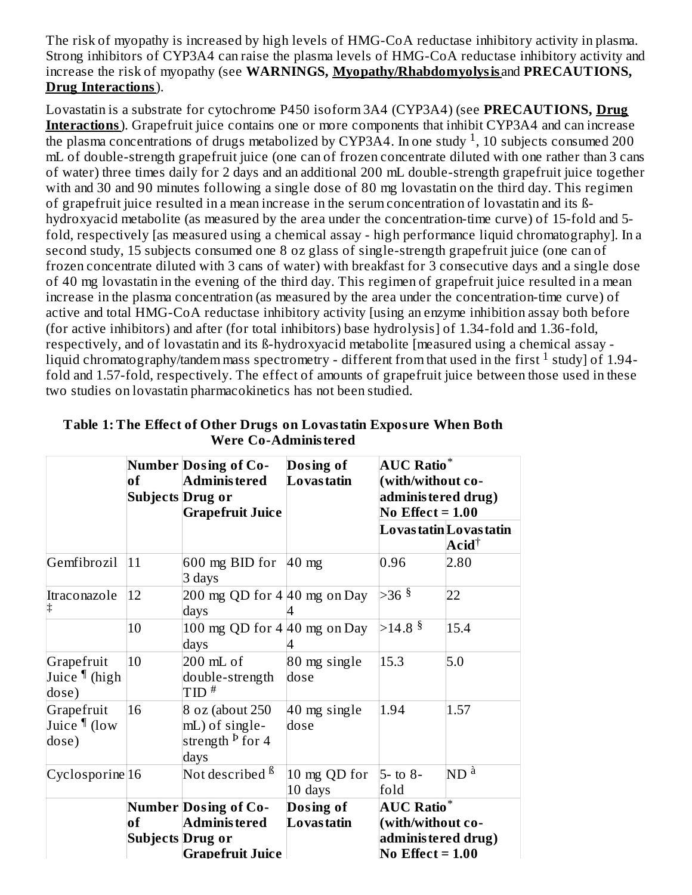The risk of myopathy is increased by high levels of HMG-CoA reductase inhibitory activity in plasma. Strong inhibitors of CYP3A4 can raise the plasma levels of HMG-CoA reductase inhibitory activity and increase the risk of myopathy (see **WARNINGS, Myopathy/Rhabdomyolysis** and **PRECAUTIONS, Drug Interactions**).

Lovastatin is a substrate for cytochrome P450 isoform 3A4 (CYP3A4) (see **PRECAUTIONS, Drug Interactions**). Grapefruit juice contains one or more components that inhibit CYP3A4 and can increase the plasma concentrations of drugs metabolized by CYP3A4. In one study [1], 10 subjects consumed 200 mL of double-strength grapefruit juice (one can of frozen concentrate diluted with one rather than 3 cans of water) three times daily for 2 days and an additional 200 mL double-strength grapefruit juice together with and 30 and 90 minutes following a single dose of 80 mg lovastatin on the third day. This regimen of grapefruit juice resulted in a mean increase in the serum concentration of lovastatin and its ß-hydroxyacid metabolite (as measured by the area under the concentration-time curve) of 15-fold and 5-fold, respectively [as measured using a chemical assay - high performance liquid chromatography]. In a second study, 15 subjects consumed one 8 oz glass of single-strength grapefruit juice (one can of frozen concentrate diluted with 3 cans of water) with breakfast for 3 consecutive days and a single dose of 40 mg lovastatin in the evening of the third day. This regimen of grapefruit juice resulted in a mean increase in the plasma concentration (as measured by the area under the concentration-time curve) of active and total HMG-CoA reductase inhibitory activity [using an enzyme inhibition assay both before (for active inhibitors) and after (for total inhibitors) base hydrolysis] of 1.34-fold and 1.36-fold, respectively, and of lovastatin and its ß-hydroxyacid metabolite [measured using a chemical assay - liquid chromatography/tandem mass spectrometry - different from that used in the first [1] study] of 1.94-fold and 1.57-fold, respectively. The effect of amounts of grapefruit juice between those used in these two studies on lovastatin pharmacokinetics has not been studied.

**Table 1: The Effect of Other Drugs on Lovastatin Exposure When Both Were Co-Administered**

| | Number of Subjects | Dosing of Co-Administered Drug or Grapefruit Juice | Dosing of Lovastatin | AUC Ratio* (with/without co-administered drug) No Effect = 1.00 | |
|---|---|---|---|---|---|
| | | | | Lovastatin | Lovastatin Acid† |
| Gemfibrozil | 11 | 600 mg BID for 3 days | 40 mg | 0.96 | 2.80 |
| Itraconazole ‡ | 12 | 200 mg QD for 4 days | 40 mg on Day 4 | >36 § | 22 |
| | 10 | 100 mg QD for 4 days | 40 mg on Day 4 | >14.8 § | 15.4 |
| Grapefruit Juice ¶ (high dose) | 10 | 200 mL of double-strength TID # | 80 mg single dose | 15.3 | 5.0 |
| Grapefruit Juice ¶ (low dose) | 16 | 8 oz (about 250 mL) of single-strength Þ for 4 days | 40 mg single dose | 1.94 | 1.57 |
| Cyclosporine | 16 | Not described ß | 10 mg QD for 10 days | 5- to 8-fold | ND à |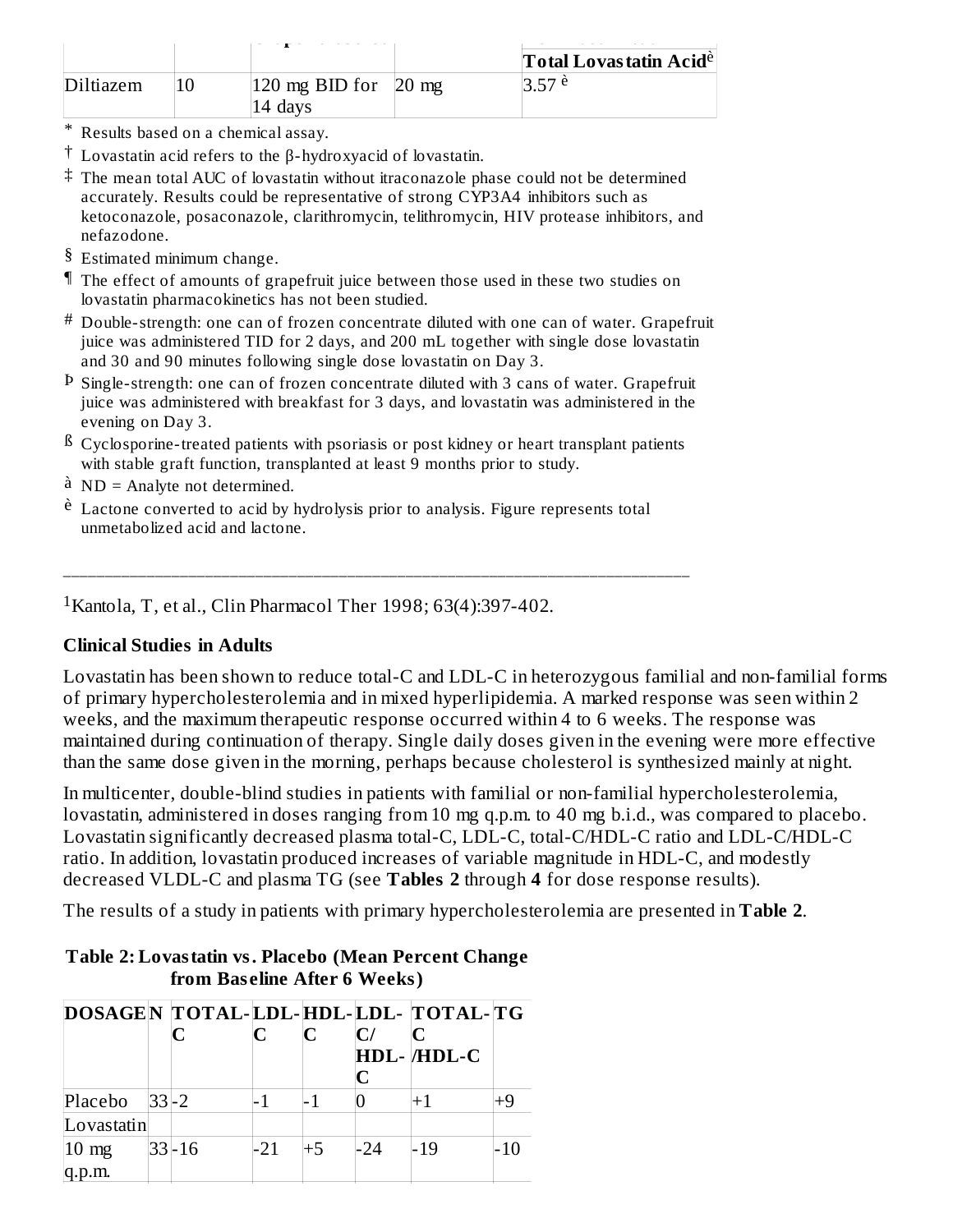| | | | | Total Lovastatin Acid[è] |
|---|---|---|---|---|
| Diltiazem | 10 | 120 mg BID for 14 days | 20 mg | 3.57 [è] |

[*] Results based on a chemical assay.

[†] Lovastatin acid refers to the β-hydroxyacid of lovastatin.

[‡] The mean total AUC of lovastatin without itraconazole phase could not be determined accurately. Results could be representative of strong CYP3A4 inhibitors such as ketoconazole, posaconazole, clarithromycin, telithromycin, HIV protease inhibitors, and nefazodone.

[§] Estimated minimum change.

[¶] The effect of amounts of grapefruit juice between those used in these two studies on lovastatin pharmacokinetics has not been studied.

[#] Double-strength: one can of frozen concentrate diluted with one can of water. Grapefruit juice was administered TID for 2 days, and 200 mL together with single dose lovastatin and 30 and 90 minutes following single dose lovastatin on Day 3.

[Þ] Single-strength: one can of frozen concentrate diluted with 3 cans of water. Grapefruit juice was administered with breakfast for 3 days, and lovastatin was administered in the evening on Day 3.

[ß] Cyclosporine-treated patients with psoriasis or post kidney or heart transplant patients with stable graft function, transplanted at least 9 months prior to study.

[à] ND = Analyte not determined.

[è] Lactone converted to acid by hydrolysis prior to analysis. Figure represents total unmetabolized acid and lactone.

---

[1]Kantola, T, et al., Clin Pharmacol Ther 1998; 63(4):397-402.

**Clinical Studies in Adults**

Lovastatin has been shown to reduce total-C and LDL-C in heterozygous familial and non-familial forms of primary hypercholesterolemia and in mixed hyperlipidemia. A marked response was seen within 2 weeks, and the maximum therapeutic response occurred within 4 to 6 weeks. The response was maintained during continuation of therapy. Single daily doses given in the evening were more effective than the same dose given in the morning, perhaps because cholesterol is synthesized mainly at night.

In multicenter, double-blind studies in patients with familial or non-familial hypercholesterolemia, lovastatin, administered in doses ranging from 10 mg q.p.m. to 40 mg b.i.d., was compared to placebo. Lovastatin significantly decreased plasma total-C, LDL-C, total-C/HDL-C ratio and LDL-C/HDL-C ratio. In addition, lovastatin produced increases of variable magnitude in HDL-C, and modestly decreased VLDL-C and plasma TG (see **Tables 2** through **4** for dose response results).

The results of a study in patients with primary hypercholesterolemia are presented in **Table 2**.

**Table 2: Lovastatin vs. Placebo (Mean Percent Change from Baseline After 6 Weeks)**

| DOSAGE | N | TOTAL-C | LDL-C | HDL-C | LDL-C/HDL-C | TOTAL-C/HDL-C | TG |
|---|---|---|---|---|---|---|---|
| Placebo | 33 | -2 | -1 | -1 | 0 | +1 | +9 |
| Lovastatin | | | | | | | |
| 10 mg q.p.m. | 33 | -16 | -21 | +5 | -24 | -19 | -10 |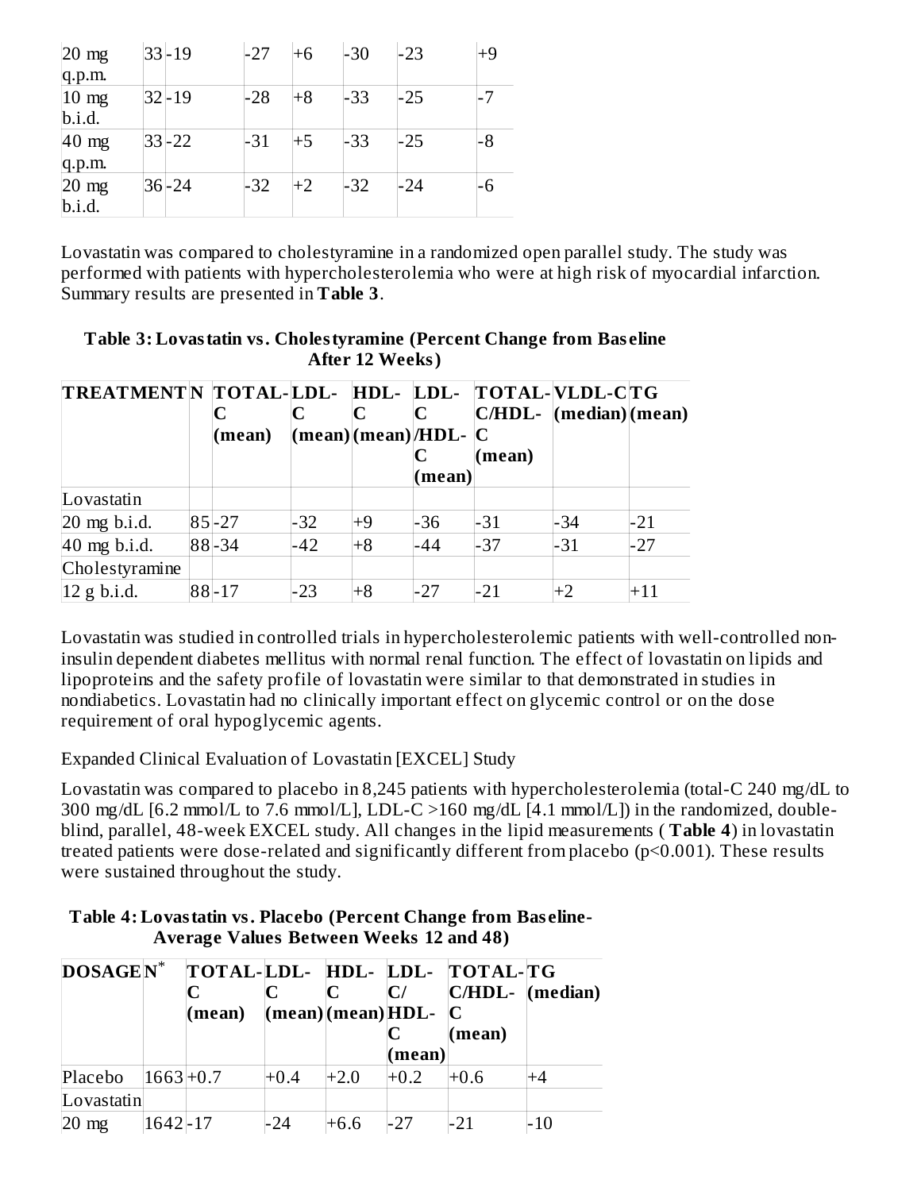| | | | | | | | |
|---|---|---|---|---|---|---|---|
| 20 mg q.p.m. | 33 | -19 | -27 | +6 | -30 | -23 | +9 |
| 10 mg b.i.d. | 32 | -19 | -28 | +8 | -33 | -25 | -7 |
| 40 mg q.p.m. | 33 | -22 | -31 | +5 | -33 | -25 | -8 |
| 20 mg b.i.d. | 36 | -24 | -32 | +2 | -32 | -24 | -6 |

Lovastatin was compared to cholestyramine in a randomized open parallel study. The study was performed with patients with hypercholesterolemia who were at high risk of myocardial infarction. Summary results are presented in **Table 3**.

**Table 3: Lovastatin vs. Cholestyramine (Percent Change from Baseline After 12 Weeks)**

| TREATMENT | N | TOTAL-C (mean) | LDL-C (mean) | HDL-C (mean) | LDL-C/HDL-C (mean) | TOTAL-C/HDL-C (mean) | VLDL-C (median) | TG (mean) |
|---|---|---|---|---|---|---|---|---|
| Lovastatin | | | | | | | | |
| 20 mg b.i.d. | 85 | -27 | -32 | +9 | -36 | -31 | -34 | -21 |
| 40 mg b.i.d. | 88 | -34 | -42 | +8 | -44 | -37 | -31 | -27 |
| Cholestyramine | | | | | | | | |
| 12 g b.i.d. | 88 | -17 | -23 | +8 | -27 | -21 | +2 | +11 |

Lovastatin was studied in controlled trials in hypercholesterolemic patients with well-controlled non-insulin dependent diabetes mellitus with normal renal function. The effect of lovastatin on lipids and lipoproteins and the safety profile of lovastatin were similar to that demonstrated in studies in nondiabetics. Lovastatin had no clinically important effect on glycemic control or on the dose requirement of oral hypoglycemic agents.

Expanded Clinical Evaluation of Lovastatin [EXCEL] Study

Lovastatin was compared to placebo in 8,245 patients with hypercholesterolemia (total-C 240 mg/dL to 300 mg/dL [6.2 mmol/L to 7.6 mmol/L], LDL-C >160 mg/dL [4.1 mmol/L]) in the randomized, double-blind, parallel, 48-week EXCEL study. All changes in the lipid measurements ( **Table 4**) in lovastatin treated patients were dose-related and significantly different from placebo ($p<0.001$). These results were sustained throughout the study.

**Table 4: Lovastatin vs. Placebo (Percent Change from Baseline- Average Values Between Weeks 12 and 48)**

| DOSAGE | N* | TOTAL-C (mean) | LDL-C (mean) | HDL-C (mean) | LDL-C/HDL-C (mean) | TOTAL-C/HDL-C (mean) | TG (median) |
|---|---|---|---|---|---|---|---|
| Placebo | 1663 | +0.7 | +0.4 | +2.0 | +0.2 | +0.6 | +4 |
| Lovastatin | | | | | | | |
| 20 mg | 1642 | -17 | -24 | +6.6 | -27 | -21 | -10 |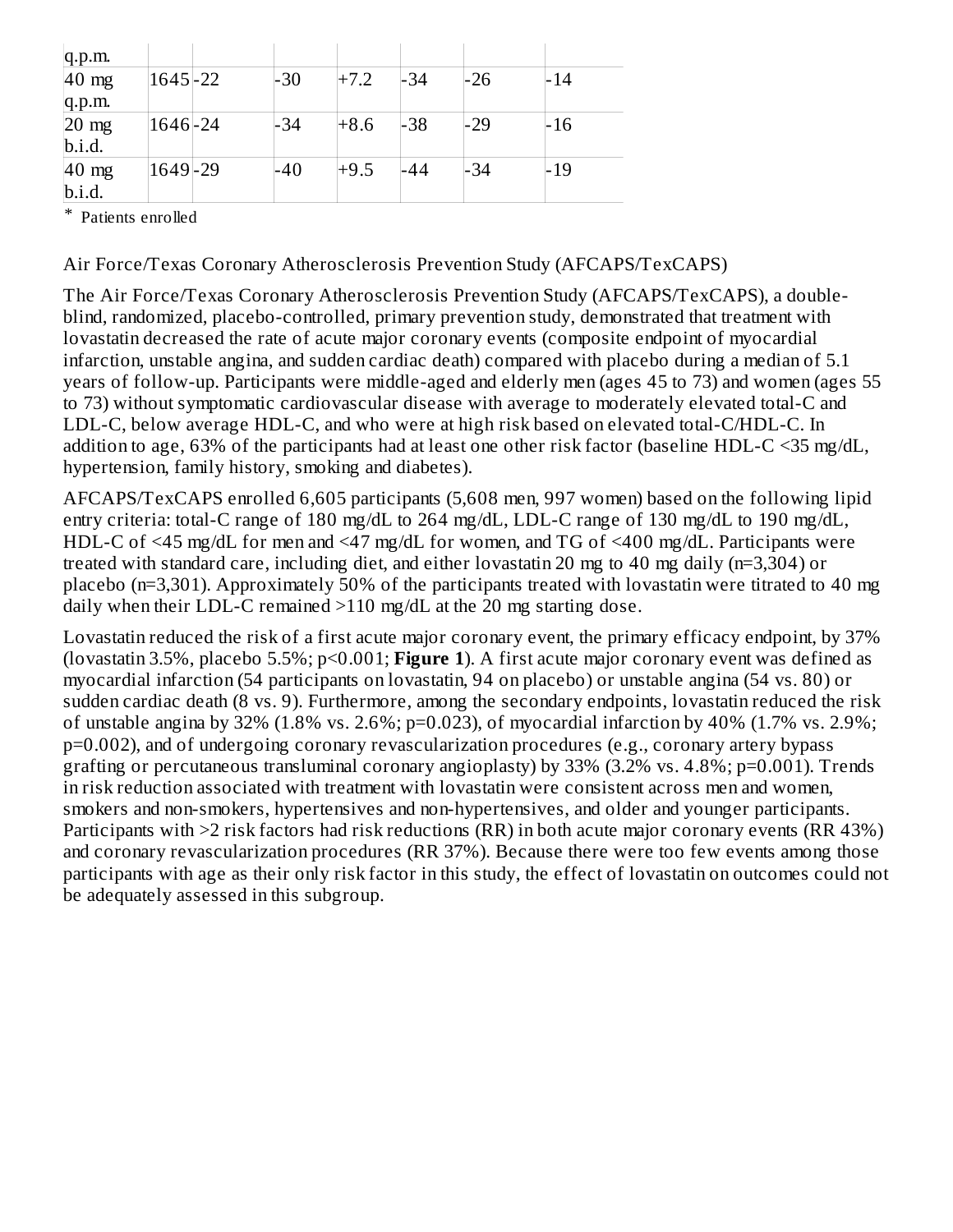| q.p.m. | | | | | | | |
|---|---|---|---|---|---|---|---|
| 40 mg q.p.m. | 1645 | -22 | -30 | +7.2 | -34 | -26 | -14 |
| 20 mg b.i.d. | 1646 | -24 | -34 | +8.6 | -38 | -29 | -16 |
| 40 mg b.i.d. | 1649 | -29 | -40 | +9.5 | -44 | -34 | -19 |

* Patients enrolled

Air Force/Texas Coronary Atherosclerosis Prevention Study (AFCAPS/TexCAPS)

The Air Force/Texas Coronary Atherosclerosis Prevention Study (AFCAPS/TexCAPS), a double-blind, randomized, placebo-controlled, primary prevention study, demonstrated that treatment with lovastatin decreased the rate of acute major coronary events (composite endpoint of myocardial infarction, unstable angina, and sudden cardiac death) compared with placebo during a median of 5.1 years of follow-up. Participants were middle-aged and elderly men (ages 45 to 73) and women (ages 55 to 73) without symptomatic cardiovascular disease with average to moderately elevated total-C and LDL-C, below average HDL-C, and who were at high risk based on elevated total-C/HDL-C. In addition to age, 63% of the participants had at least one other risk factor (baseline HDL-C <35 mg/dL, hypertension, family history, smoking and diabetes).

AFCAPS/TexCAPS enrolled 6,605 participants (5,608 men, 997 women) based on the following lipid entry criteria: total-C range of 180 mg/dL to 264 mg/dL, LDL-C range of 130 mg/dL to 190 mg/dL, HDL-C of <45 mg/dL for men and <47 mg/dL for women, and TG of <400 mg/dL. Participants were treated with standard care, including diet, and either lovastatin 20 mg to 40 mg daily (n=3,304) or placebo (n=3,301). Approximately 50% of the participants treated with lovastatin were titrated to 40 mg daily when their LDL-C remained >110 mg/dL at the 20 mg starting dose.

Lovastatin reduced the risk of a first acute major coronary event, the primary efficacy endpoint, by 37% (lovastatin 3.5%, placebo 5.5%; p<0.001; **Figure 1**). A first acute major coronary event was defined as myocardial infarction (54 participants on lovastatin, 94 on placebo) or unstable angina (54 vs. 80) or sudden cardiac death (8 vs. 9). Furthermore, among the secondary endpoints, lovastatin reduced the risk of unstable angina by 32% (1.8% vs. 2.6%; p=0.023), of myocardial infarction by 40% (1.7% vs. 2.9%; p=0.002), and of undergoing coronary revascularization procedures (e.g., coronary artery bypass grafting or percutaneous transluminal coronary angioplasty) by 33% (3.2% vs. 4.8%; p=0.001). Trends in risk reduction associated with treatment with lovastatin were consistent across men and women, smokers and non-smokers, hypertensives and non-hypertensives, and older and younger participants. Participants with >2 risk factors had risk reductions (RR) in both acute major coronary events (RR 43%) and coronary revascularization procedures (RR 37%). Because there were too few events among those participants with age as their only risk factor in this study, the effect of lovastatin on outcomes could not be adequately assessed in this subgroup.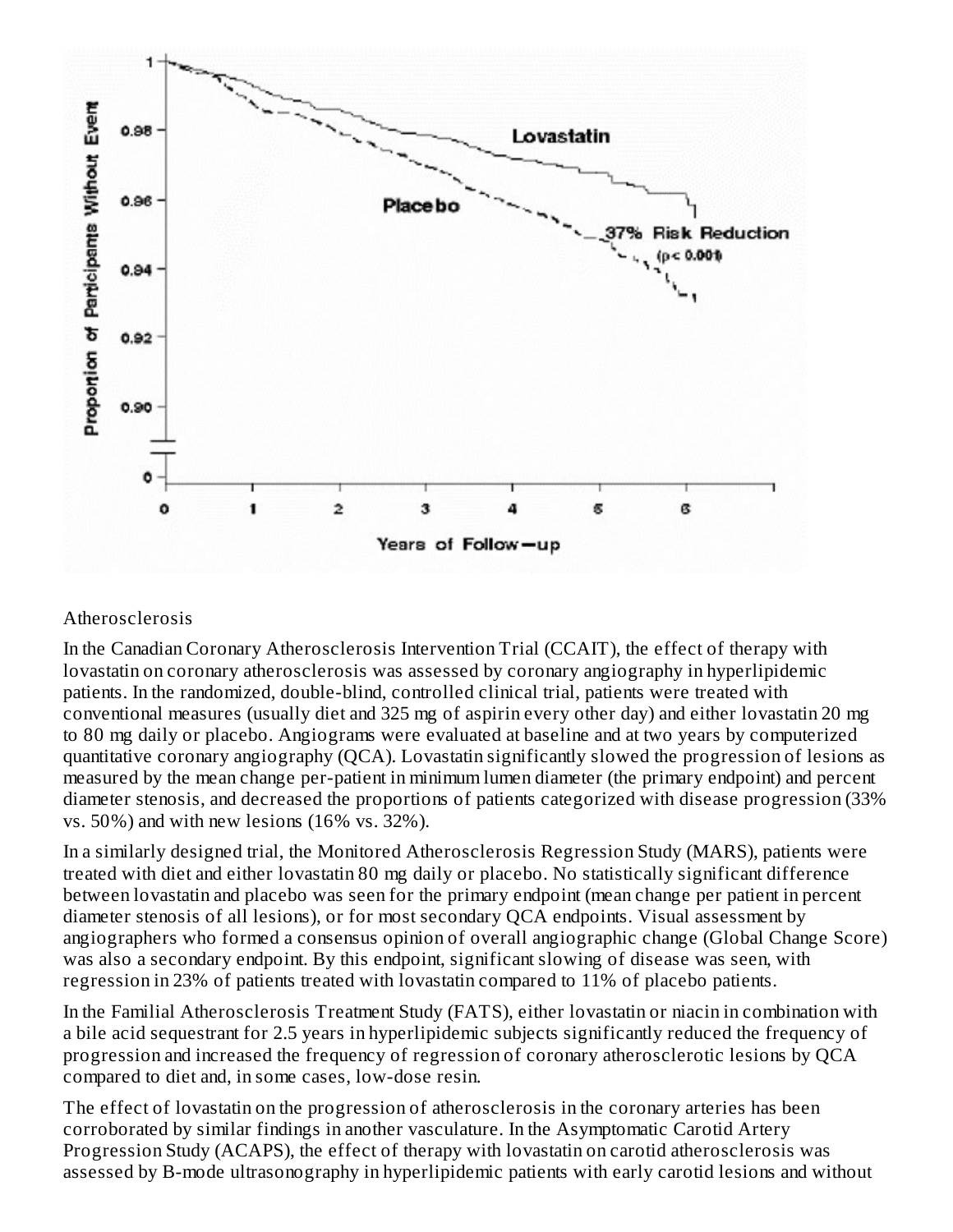Atherosclerosis

In the Canadian Coronary Atherosclerosis Intervention Trial (CCAIT), the effect of therapy with lovastatin on coronary atherosclerosis was assessed by coronary angiography in hyperlipidemic patients. In the randomized, double-blind, controlled clinical trial, patients were treated with conventional measures (usually diet and 325 mg of aspirin every other day) and either lovastatin 20 mg to 80 mg daily or placebo. Angiograms were evaluated at baseline and at two years by computerized quantitative coronary angiography (QCA). Lovastatin significantly slowed the progression of lesions as measured by the mean change per-patient in minimum lumen diameter (the primary endpoint) and percent diameter stenosis, and decreased the proportions of patients categorized with disease progression (33% vs. 50%) and with new lesions (16% vs. 32%).

In a similarly designed trial, the Monitored Atherosclerosis Regression Study (MARS), patients were treated with diet and either lovastatin 80 mg daily or placebo. No statistically significant difference between lovastatin and placebo was seen for the primary endpoint (mean change per patient in percent diameter stenosis of all lesions), or for most secondary QCA endpoints. Visual assessment by angiographers who formed a consensus opinion of overall angiographic change (Global Change Score) was also a secondary endpoint. By this endpoint, significant slowing of disease was seen, with regression in 23% of patients treated with lovastatin compared to 11% of placebo patients.

In the Familial Atherosclerosis Treatment Study (FATS), either lovastatin or niacin in combination with a bile acid sequestrant for 2.5 years in hyperlipidemic subjects significantly reduced the frequency of progression and increased the frequency of regression of coronary atherosclerotic lesions by QCA compared to diet and, in some cases, low-dose resin.

The effect of lovastatin on the progression of atherosclerosis in the coronary arteries has been corroborated by similar findings in another vasculature. In the Asymptomatic Carotid Artery Progression Study (ACAPS), the effect of therapy with lovastatin on carotid atherosclerosis was assessed by B-mode ultrasonography in hyperlipidemic patients with early carotid lesions and without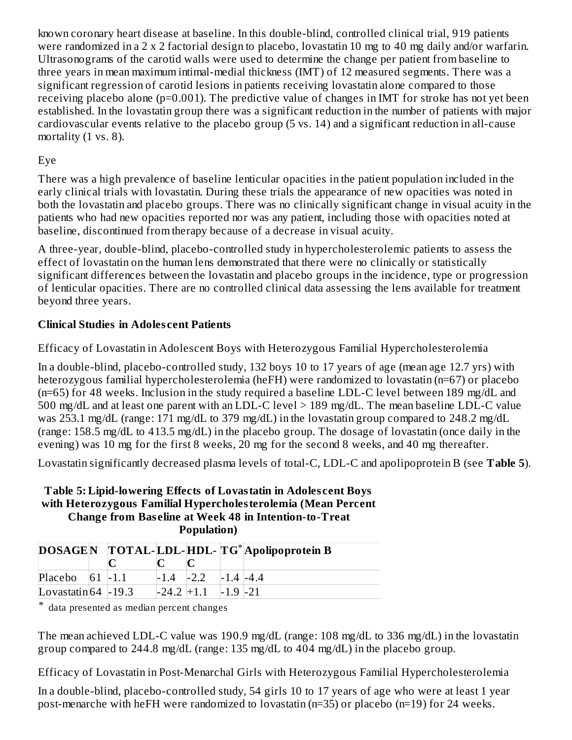known coronary heart disease at baseline. In this double-blind, controlled clinical trial, 919 patients were randomized in a 2 x 2 factorial design to placebo, lovastatin 10 mg to 40 mg daily and/or warfarin. Ultrasonograms of the carotid walls were used to determine the change per patient from baseline to three years in mean maximum intimal-medial thickness (IMT) of 12 measured segments. There was a significant regression of carotid lesions in patients receiving lovastatin alone compared to those receiving placebo alone ($p=0.001$). The predictive value of changes in IMT for stroke has not yet been established. In the lovastatin group there was a significant reduction in the number of patients with major cardiovascular events relative to the placebo group (5 vs. 14) and a significant reduction in all-cause mortality (1 vs. 8).

Eye

There was a high prevalence of baseline lenticular opacities in the patient population included in the early clinical trials with lovastatin. During these trials the appearance of new opacities was noted in both the lovastatin and placebo groups. There was no clinically significant change in visual acuity in the patients who had new opacities reported nor was any patient, including those with opacities noted at baseline, discontinued from therapy because of a decrease in visual acuity.

A three-year, double-blind, placebo-controlled study in hypercholesterolemic patients to assess the effect of lovastatin on the human lens demonstrated that there were no clinically or statistically significant differences between the lovastatin and placebo groups in the incidence, type or progression of lenticular opacities. There are no controlled clinical data assessing the lens available for treatment beyond three years.

**Clinical Studies in Adolescent Patients**

Efficacy of Lovastatin in Adolescent Boys with Heterozygous Familial Hypercholesterolemia

In a double-blind, placebo-controlled study, 132 boys 10 to 17 years of age (mean age 12.7 yrs) with heterozygous familial hypercholesterolemia (heFH) were randomized to lovastatin (n=67) or placebo (n=65) for 48 weeks. Inclusion in the study required a baseline LDL-C level between 189 mg/dL and 500 mg/dL and at least one parent with an LDL-C level > 189 mg/dL. The mean baseline LDL-C value was 253.1 mg/dL (range: 171 mg/dL to 379 mg/dL) in the lovastatin group compared to 248.2 mg/dL (range: 158.5 mg/dL to 413.5 mg/dL) in the placebo group. The dosage of lovastatin (once daily in the evening) was 10 mg for the first 8 weeks, 20 mg for the second 8 weeks, and 40 mg thereafter.

Lovastatin significantly decreased plasma levels of total-C, LDL-C and apolipoprotein B (see **Table 5**).

**Table 5: Lipid-lowering Effects of Lovastatin in Adolescent Boys with Heterozygous Familial Hypercholesterolemia (Mean Percent Change from Baseline at Week 48 in Intention-to-Treat Population)**

| DOSAGE | N | TOTAL-C | LDL-C | HDL-C | TG* | Apolipoprotein B |
|---|---|---|---|---|---|---|
| Placebo | 61 | -1.1 | -1.4 | -2.2 | -1.4 | -4.4 |
| Lovastatin | 64 | -19.3 | -24.2 | +1.1 | -1.9 | -21 |

\* data presented as median percent changes

The mean achieved LDL-C value was 190.9 mg/dL (range: 108 mg/dL to 336 mg/dL) in the lovastatin group compared to 244.8 mg/dL (range: 135 mg/dL to 404 mg/dL) in the placebo group.

Efficacy of Lovastatin in Post-Menarchal Girls with Heterozygous Familial Hypercholesterolemia

In a double-blind, placebo-controlled study, 54 girls 10 to 17 years of age who were at least 1 year post-menarche with heFH were randomized to lovastatin (n=35) or placebo (n=19) for 24 weeks.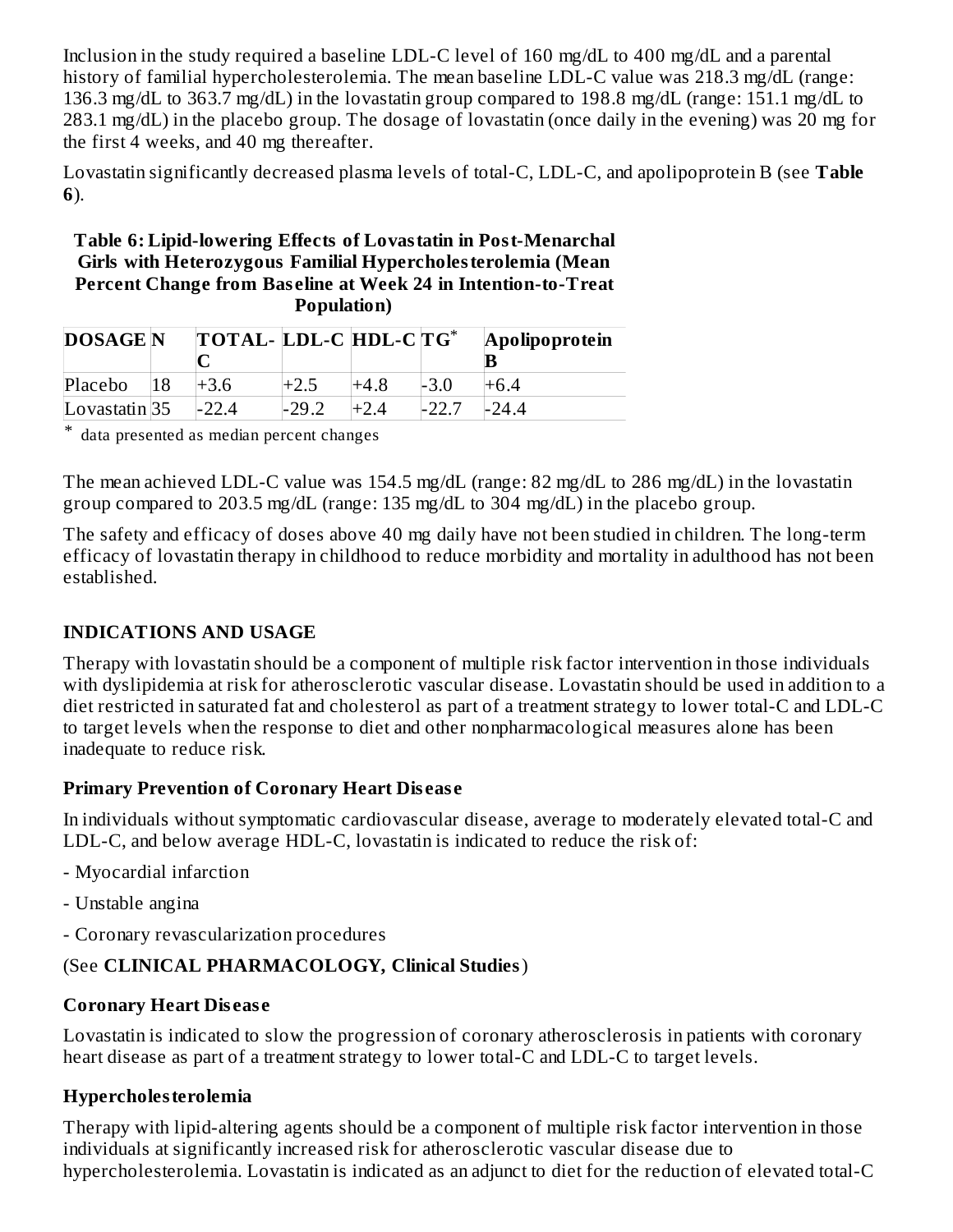Inclusion in the study required a baseline LDL-C level of 160 mg/dL to 400 mg/dL and a parental history of familial hypercholesterolemia. The mean baseline LDL-C value was 218.3 mg/dL (range: 136.3 mg/dL to 363.7 mg/dL) in the lovastatin group compared to 198.8 mg/dL (range: 151.1 mg/dL to 283.1 mg/dL) in the placebo group. The dosage of lovastatin (once daily in the evening) was 20 mg for the first 4 weeks, and 40 mg thereafter.

Lovastatin significantly decreased plasma levels of total-C, LDL-C, and apolipoprotein B (see **Table 6**).

**Table 6: Lipid-lowering Effects of Lovastatin in Post-Menarchal Girls with Heterozygous Familial Hypercholesterolemia (Mean Percent Change from Baseline at Week 24 in Intention-to-Treat Population)**

| DOSAGE | N | TOTAL-C | LDL-C | HDL-C | TG* | Apolipoprotein B |
|---|---|---|---|---|---|---|
| Placebo | 18 | +3.6 | +2.5 | +4.8 | -3.0 | +6.4 |
| Lovastatin | 35 | -22.4 | -29.2 | +2.4 | -22.7 | -24.4 |

\* data presented as median percent changes

The mean achieved LDL-C value was 154.5 mg/dL (range: 82 mg/dL to 286 mg/dL) in the lovastatin group compared to 203.5 mg/dL (range: 135 mg/dL to 304 mg/dL) in the placebo group.

The safety and efficacy of doses above 40 mg daily have not been studied in children. The long-term efficacy of lovastatin therapy in childhood to reduce morbidity and mortality in adulthood has not been established.

## INDICATIONS AND USAGE

Therapy with lovastatin should be a component of multiple risk factor intervention in those individuals with dyslipidemia at risk for atherosclerotic vascular disease. Lovastatin should be used in addition to a diet restricted in saturated fat and cholesterol as part of a treatment strategy to lower total-C and LDL-C to target levels when the response to diet and other nonpharmacological measures alone has been inadequate to reduce risk.

### Primary Prevention of Coronary Heart Disease

In individuals without symptomatic cardiovascular disease, average to moderately elevated total-C and LDL-C, and below average HDL-C, lovastatin is indicated to reduce the risk of:

- Myocardial infarction
- Unstable angina
- Coronary revascularization procedures

(See **CLINICAL PHARMACOLOGY, Clinical Studies**)

### Coronary Heart Disease

Lovastatin is indicated to slow the progression of coronary atherosclerosis in patients with coronary heart disease as part of a treatment strategy to lower total-C and LDL-C to target levels.

### Hypercholesterolemia

Therapy with lipid-altering agents should be a component of multiple risk factor intervention in those individuals at significantly increased risk for atherosclerotic vascular disease due to hypercholesterolemia. Lovastatin is indicated as an adjunct to diet for the reduction of elevated total-C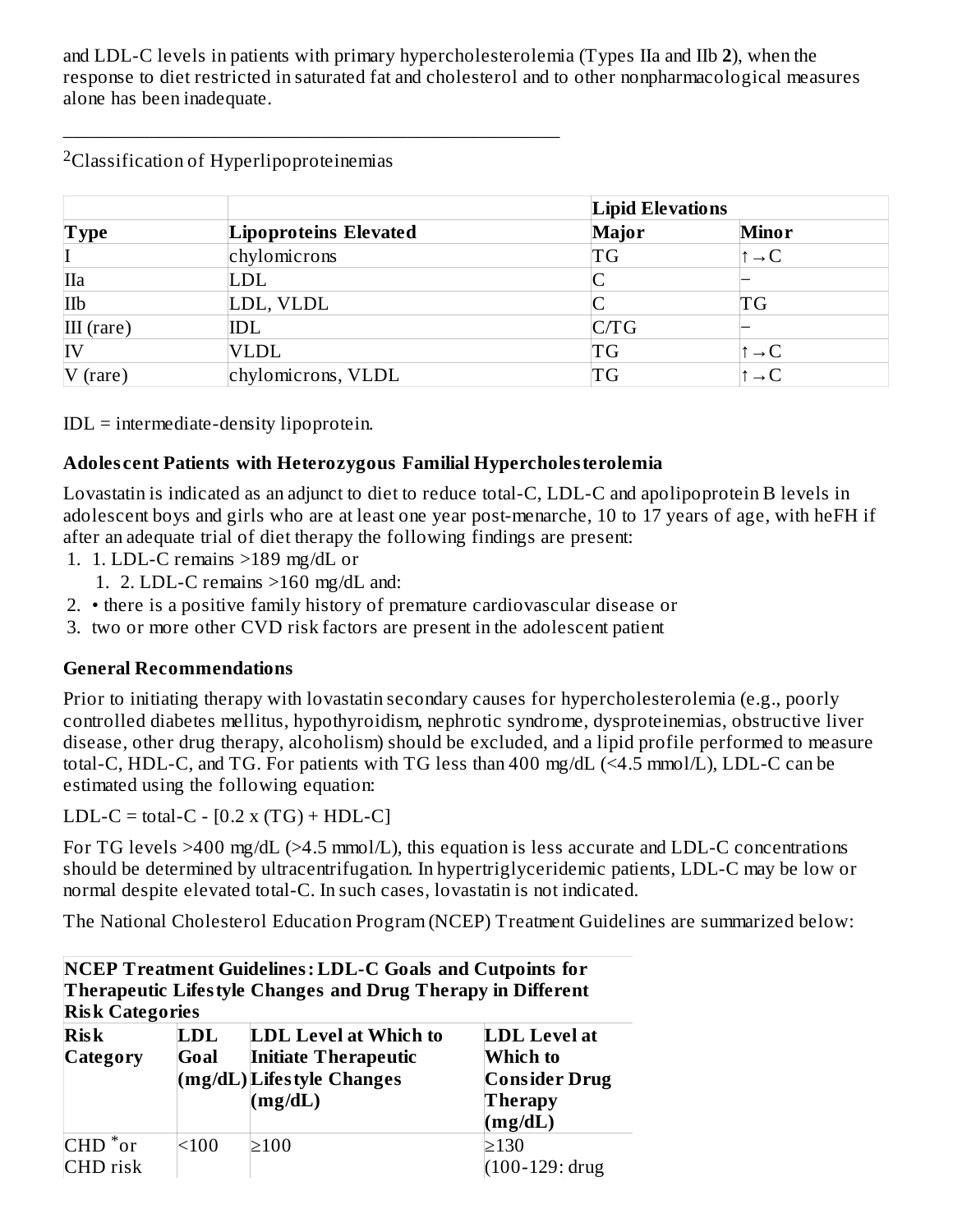and LDL-C levels in patients with primary hypercholesterolemia (Types IIa and IIb **2**), when the response to diet restricted in saturated fat and cholesterol and to other nonpharmacological measures alone has been inadequate.

---

[2]Classification of Hyperlipoproteinemias

| | | Lipid Elevations | |
|---|---|---|---|
| **Type** | **Lipoproteins Elevated** | **Major** | **Minor** |
| I | chylomicrons | TG | ↑→C |
| IIa | LDL | C | – |
| IIb | LDL, VLDL | C | TG |
| III (rare) | IDL | C/TG | – |
| IV | VLDL | TG | ↑→C |
| V (rare) | chylomicrons, VLDL | TG | ↑→C |

IDL = intermediate-density lipoprotein.

### Adolescent Patients with Heterozygous Familial Hypercholesterolemia

Lovastatin is indicated as an adjunct to diet to reduce total-C, LDL-C and apolipoprotein B levels in adolescent boys and girls who are at least one year post-menarche, 10 to 17 years of age, with heFH if after an adequate trial of diet therapy the following findings are present:

1. 1. LDL-C remains >189 mg/dL or
    1. 2. LDL-C remains >160 mg/dL and:
2. • there is a positive family history of premature cardiovascular disease or
3. two or more other CVD risk factors are present in the adolescent patient

### General Recommendations

Prior to initiating therapy with lovastatin secondary causes for hypercholesterolemia (e.g., poorly controlled diabetes mellitus, hypothyroidism, nephrotic syndrome, dysproteinemias, obstructive liver disease, other drug therapy, alcoholism) should be excluded, and a lipid profile performed to measure total-C, HDL-C, and TG. For patients with TG less than 400 mg/dL (<4.5 mmol/L), LDL-C can be estimated using the following equation:

LDL-C = total-C - [0.2 x (TG) + HDL-C]

For TG levels >400 mg/dL (>4.5 mmol/L), this equation is less accurate and LDL-C concentrations should be determined by ultracentrifugation. In hypertriglyceridemic patients, LDL-C may be low or normal despite elevated total-C. In such cases, lovastatin is not indicated.

The National Cholesterol Education Program (NCEP) Treatment Guidelines are summarized below:

**NCEP Treatment Guidelines: LDL-C Goals and Cutpoints for Therapeutic Lifestyle Changes and Drug Therapy in Different Risk Categories**

| Risk Category | LDL Goal (mg/dL) | LDL Level at Which to Initiate Therapeutic Lifestyle Changes (mg/dL) | LDL Level at Which to Consider Drug Therapy (mg/dL) |
|---|---|---|---|
| CHD * or CHD risk | <100 | ≥100 | ≥130 (100-129: drug |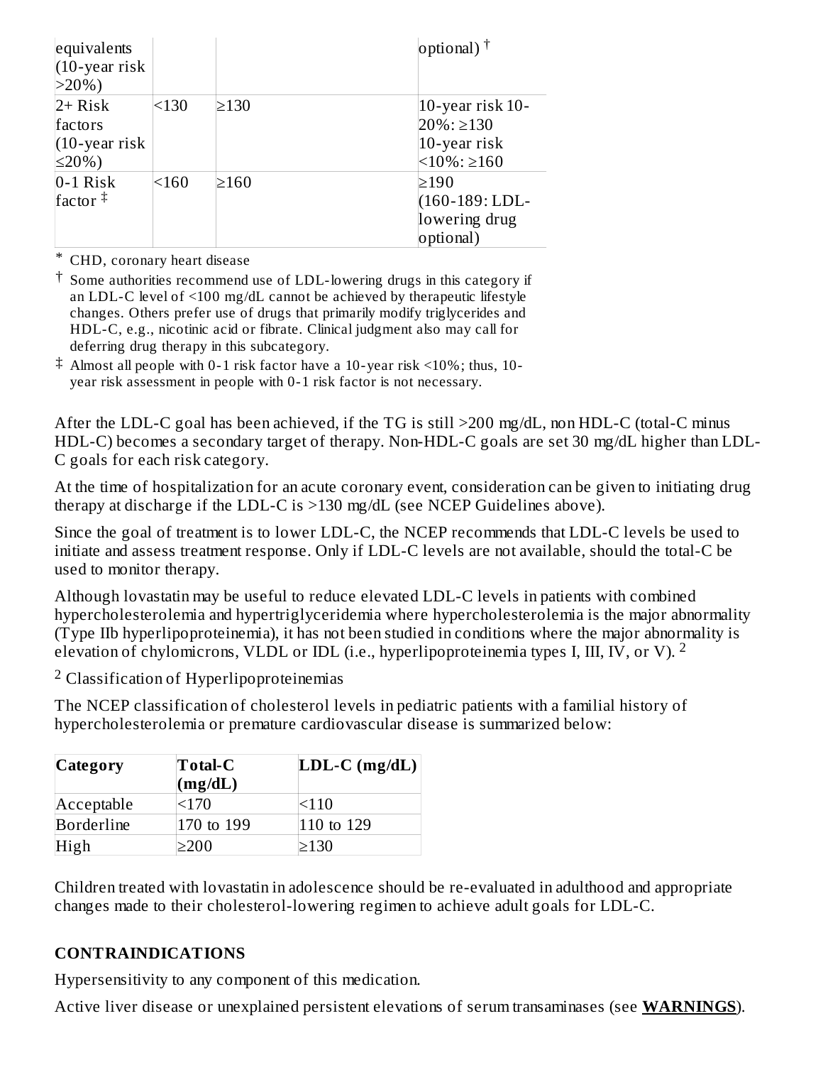| equivalents (10-year risk >20%) | | | optional) † |
|---|---|---|---|
| 2+ Risk factors (10-year risk ≤20%) | <130 | ≥130 | 10-year risk 10-20%: ≥130 10-year risk <10%: ≥160 |
| 0-1 Risk factor ‡ | <160 | ≥160 | ≥190 (160-189: LDL-lowering drug optional) |

\* CHD, coronary heart disease

† Some authorities recommend use of LDL-lowering drugs in this category if an LDL-C level of <100 mg/dL cannot be achieved by therapeutic lifestyle changes. Others prefer use of drugs that primarily modify triglycerides and HDL-C, e.g., nicotinic acid or fibrate. Clinical judgment also may call for deferring drug therapy in this subcategory.

‡ Almost all people with 0-1 risk factor have a 10-year risk <10%; thus, 10-year risk assessment in people with 0-1 risk factor is not necessary.

After the LDL-C goal has been achieved, if the TG is still >200 mg/dL, non HDL-C (total-C minus HDL-C) becomes a secondary target of therapy. Non-HDL-C goals are set 30 mg/dL higher than LDL-C goals for each risk category.

At the time of hospitalization for an acute coronary event, consideration can be given to initiating drug therapy at discharge if the LDL-C is >130 mg/dL (see NCEP Guidelines above).

Since the goal of treatment is to lower LDL-C, the NCEP recommends that LDL-C levels be used to initiate and assess treatment response. Only if LDL-C levels are not available, should the total-C be used to monitor therapy.

Although lovastatin may be useful to reduce elevated LDL-C levels in patients with combined hypercholesterolemia and hypertriglyceridemia where hypercholesterolemia is the major abnormality (Type IIb hyperlipoproteinemia), it has not been studied in conditions where the major abnormality is elevation of chylomicrons, VLDL or IDL (i.e., hyperlipoproteinemia types I, III, IV, or V). [2]

[2] Classification of Hyperlipoproteinemias

The NCEP classification of cholesterol levels in pediatric patients with a familial history of hypercholesterolemia or premature cardiovascular disease is summarized below:

| Category | Total-C (mg/dL) | LDL-C (mg/dL) |
|---|---|---|
| Acceptable | <170 | <110 |
| Borderline | 170 to 199 | 110 to 129 |
| High | ≥200 | ≥130 |

Children treated with lovastatin in adolescence should be re-evaluated in adulthood and appropriate changes made to their cholesterol-lowering regimen to achieve adult goals for LDL-C.

## CONTRAINDICATIONS

Hypersensitivity to any component of this medication.

Active liver disease or unexplained persistent elevations of serum transaminases (see **WARNINGS**).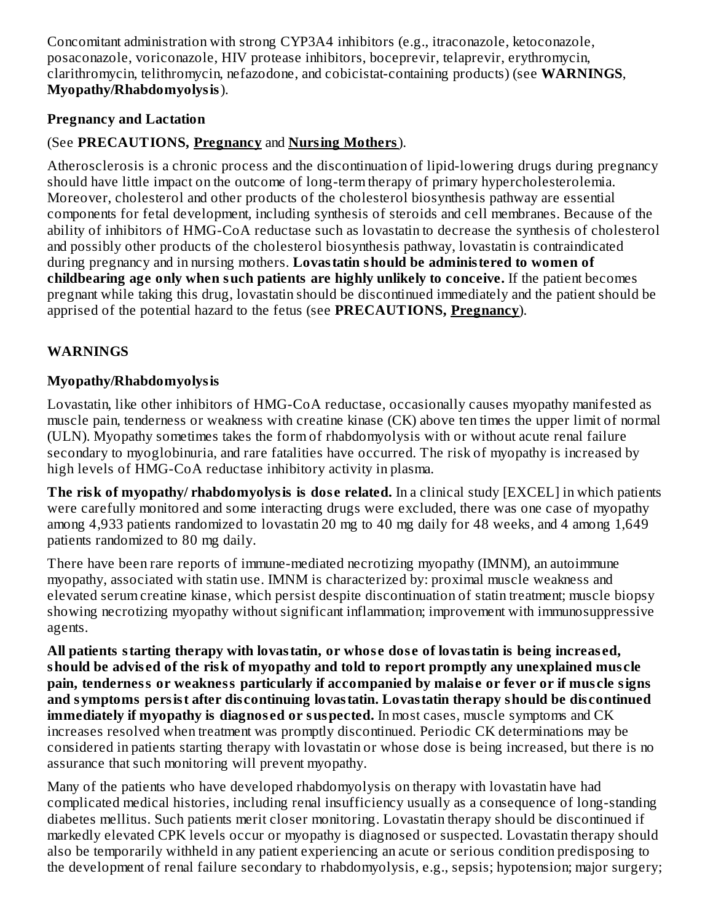Concomitant administration with strong CYP3A4 inhibitors (e.g., itraconazole, ketoconazole, posaconazole, voriconazole, HIV protease inhibitors, boceprevir, telaprevir, erythromycin, clarithromycin, telithromycin, nefazodone, and cobicistat-containing products) (see **WARNINGS**, **Myopathy/Rhabdomyolysis**).

**Pregnancy and Lactation**

(See **PRECAUTIONS, Pregnancy** and **Nursing Mothers**).

Atherosclerosis is a chronic process and the discontinuation of lipid-lowering drugs during pregnancy should have little impact on the outcome of long-term therapy of primary hypercholesterolemia. Moreover, cholesterol and other products of the cholesterol biosynthesis pathway are essential components for fetal development, including synthesis of steroids and cell membranes. Because of the ability of inhibitors of HMG-CoA reductase such as lovastatin to decrease the synthesis of cholesterol and possibly other products of the cholesterol biosynthesis pathway, lovastatin is contraindicated during pregnancy and in nursing mothers. **Lovastatin should be administered to women of childbearing age only when such patients are highly unlikely to conceive.** If the patient becomes pregnant while taking this drug, lovastatin should be discontinued immediately and the patient should be apprised of the potential hazard to the fetus (see **PRECAUTIONS, Pregnancy**).

## WARNINGS

**Myopathy/Rhabdomyolysis**

Lovastatin, like other inhibitors of HMG-CoA reductase, occasionally causes myopathy manifested as muscle pain, tenderness or weakness with creatine kinase (CK) above ten times the upper limit of normal (ULN). Myopathy sometimes takes the form of rhabdomyolysis with or without acute renal failure secondary to myoglobinuria, and rare fatalities have occurred. The risk of myopathy is increased by high levels of HMG-CoA reductase inhibitory activity in plasma.

**The risk of myopathy/ rhabdomyolysis is dose related.** In a clinical study [EXCEL] in which patients were carefully monitored and some interacting drugs were excluded, there was one case of myopathy among 4,933 patients randomized to lovastatin 20 mg to 40 mg daily for 48 weeks, and 4 among 1,649 patients randomized to 80 mg daily.

There have been rare reports of immune-mediated necrotizing myopathy (IMNM), an autoimmune myopathy, associated with statin use. IMNM is characterized by: proximal muscle weakness and elevated serum creatine kinase, which persist despite discontinuation of statin treatment; muscle biopsy showing necrotizing myopathy without significant inflammation; improvement with immunosuppressive agents.

**All patients starting therapy with lovastatin, or whose dose of lovastatin is being increased, should be advised of the risk of myopathy and told to report promptly any unexplained muscle pain, tenderness or weakness particularly if accompanied by malaise or fever or if muscle signs and symptoms persist after discontinuing lovastatin. Lovastatin therapy should be discontinued immediately if myopathy is diagnosed or suspected.** In most cases, muscle symptoms and CK increases resolved when treatment was promptly discontinued. Periodic CK determinations may be considered in patients starting therapy with lovastatin or whose dose is being increased, but there is no assurance that such monitoring will prevent myopathy.

Many of the patients who have developed rhabdomyolysis on therapy with lovastatin have had complicated medical histories, including renal insufficiency usually as a consequence of long-standing diabetes mellitus. Such patients merit closer monitoring. Lovastatin therapy should be discontinued if markedly elevated CPK levels occur or myopathy is diagnosed or suspected. Lovastatin therapy should also be temporarily withheld in any patient experiencing an acute or serious condition predisposing to the development of renal failure secondary to rhabdomyolysis, e.g., sepsis; hypotension; major surgery;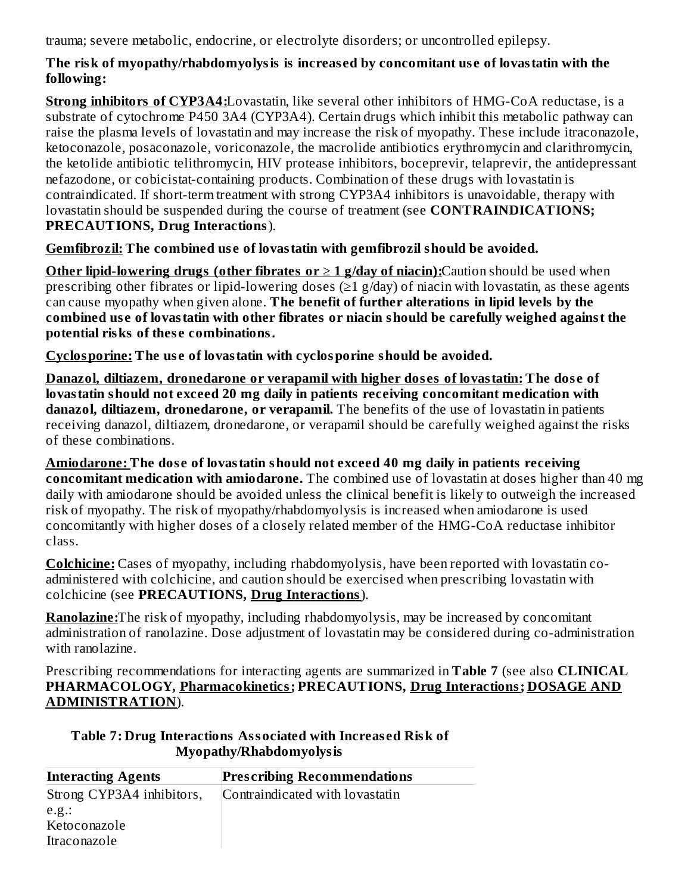trauma; severe metabolic, endocrine, or electrolyte disorders; or uncontrolled epilepsy.

**The risk of myopathy/rhabdomyolysis is increased by concomitant use of lovastatin with the following:**

**Strong inhibitors of CYP3A4:** Lovastatin, like several other inhibitors of HMG-CoA reductase, is a substrate of cytochrome P450 3A4 (CYP3A4). Certain drugs which inhibit this metabolic pathway can raise the plasma levels of lovastatin and may increase the risk of myopathy. These include itraconazole, ketoconazole, posaconazole, voriconazole, the macrolide antibiotics erythromycin and clarithromycin, the ketolide antibiotic telithromycin, HIV protease inhibitors, boceprevir, telaprevir, the antidepressant nefazodone, or cobicistat-containing products. Combination of these drugs with lovastatin is contraindicated. If short-term treatment with strong CYP3A4 inhibitors is unavoidable, therapy with lovastatin should be suspended during the course of treatment (see **CONTRAINDICATIONS; PRECAUTIONS, Drug Interactions**).

**Gemfibrozil: The combined use of lovastatin with gemfibrozil should be avoided.**

**Other lipid-lowering drugs (other fibrates or ≥ 1 g/day of niacin):** Caution should be used when prescribing other fibrates or lipid-lowering doses (≥1 g/day) of niacin with lovastatin, as these agents can cause myopathy when given alone. **The benefit of further alterations in lipid levels by the combined use of lovastatin with other fibrates or niacin should be carefully weighed against the potential risks of these combinations.**

**Cyclosporine: The use of lovastatin with cyclosporine should be avoided.**

**Danazol, diltiazem, dronedarone or verapamil with higher doses of lovastatin: The dose of lovastatin should not exceed 20 mg daily in patients receiving concomitant medication with danazol, diltiazem, dronedarone, or verapamil.** The benefits of the use of lovastatin in patients receiving danazol, diltiazem, dronedarone, or verapamil should be carefully weighed against the risks of these combinations.

**Amiodarone: The dose of lovastatin should not exceed 40 mg daily in patients receiving concomitant medication with amiodarone.** The combined use of lovastatin at doses higher than 40 mg daily with amiodarone should be avoided unless the clinical benefit is likely to outweigh the increased risk of myopathy. The risk of myopathy/rhabdomyolysis is increased when amiodarone is used concomitantly with higher doses of a closely related member of the HMG-CoA reductase inhibitor class.

**Colchicine:** Cases of myopathy, including rhabdomyolysis, have been reported with lovastatin co-administered with colchicine, and caution should be exercised when prescribing lovastatin with colchicine (see **PRECAUTIONS, Drug Interactions**).

**Ranolazine:** The risk of myopathy, including rhabdomyolysis, may be increased by concomitant administration of ranolazine. Dose adjustment of lovastatin may be considered during co-administration with ranolazine.

Prescribing recommendations for interacting agents are summarized in **Table 7** (see also **CLINICAL PHARMACOLOGY, Pharmacokinetics; PRECAUTIONS, Drug Interactions; DOSAGE AND ADMINISTRATION**).

**Table 7: Drug Interactions Associated with Increased Risk of Myopathy/Rhabdomyolysis**

| Interacting Agents | Prescribing Recommendations |
|---|---|
| Strong CYP3A4 inhibitors, e.g.:<br>Ketoconazole<br>Itraconazole | Contraindicated with lovastatin |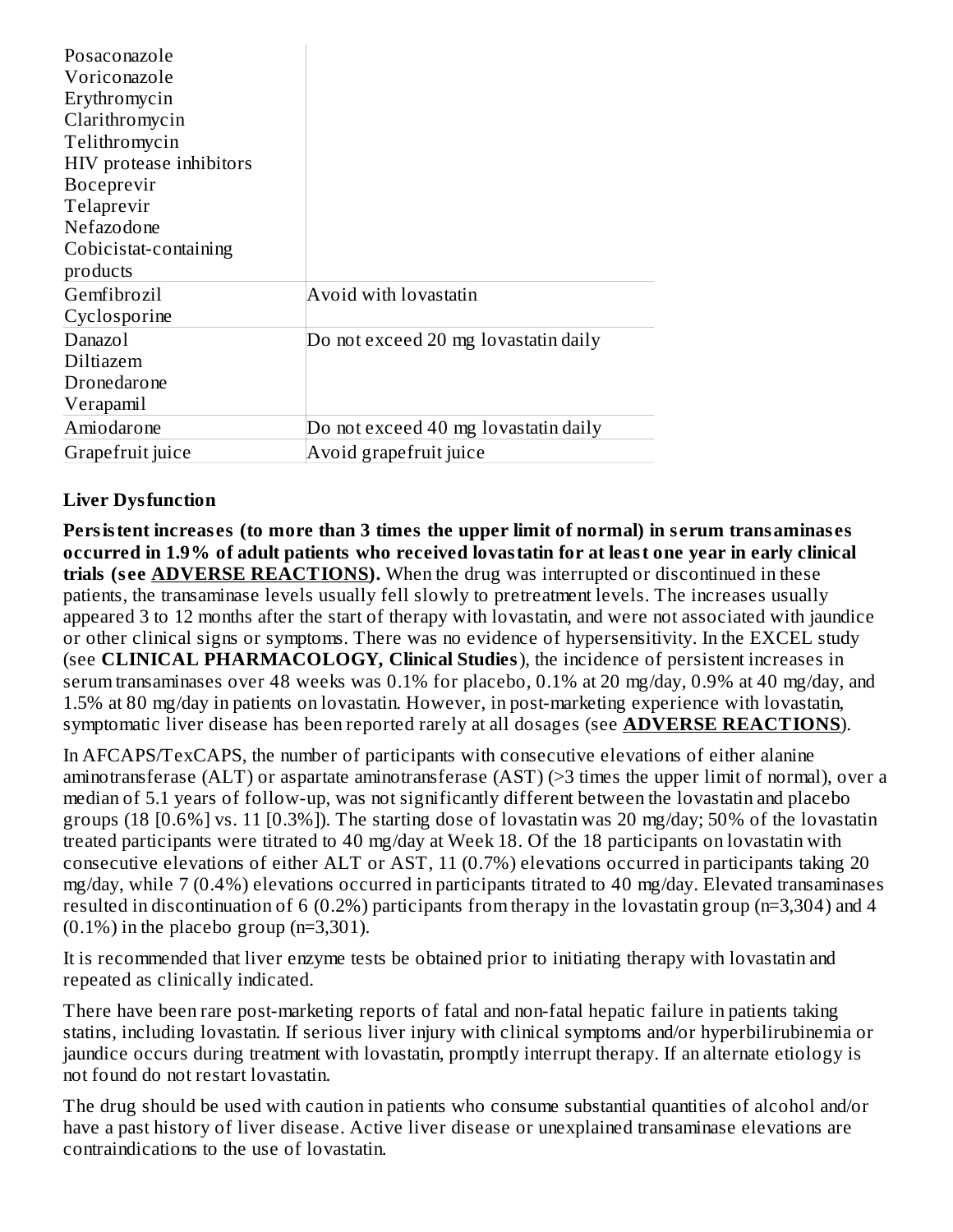| | |
|---|---|
| Posaconazole<br>Voriconazole<br>Erythromycin<br>Clarithromycin<br>Telithromycin<br>HIV protease inhibitors<br>Boceprevir<br>Telaprevir<br>Nefazodone<br>Cobicistat-containing products | |
| Gemfibrozil<br>Cyclosporine | Avoid with lovastatin |
| Danazol<br>Diltiazem<br>Dronedarone<br>Verapamil | Do not exceed 20 mg lovastatin daily |
| Amiodarone | Do not exceed 40 mg lovastatin daily |
| Grapefruit juice | Avoid grapefruit juice |

**Liver Dysfunction**

**Persistent increases (to more than 3 times the upper limit of normal) in serum transaminases occurred in 1.9% of adult patients who received lovastatin for at least one year in early clinical trials (see ADVERSE REACTIONS).** When the drug was interrupted or discontinued in these patients, the transaminase levels usually fell slowly to pretreatment levels. The increases usually appeared 3 to 12 months after the start of therapy with lovastatin, and were not associated with jaundice or other clinical signs or symptoms. There was no evidence of hypersensitivity. In the EXCEL study (see **CLINICAL PHARMACOLOGY, Clinical Studies**), the incidence of persistent increases in serum transaminases over 48 weeks was 0.1% for placebo, 0.1% at 20 mg/day, 0.9% at 40 mg/day, and 1.5% at 80 mg/day in patients on lovastatin. However, in post-marketing experience with lovastatin, symptomatic liver disease has been reported rarely at all dosages (see **ADVERSE REACTIONS**).

In AFCAPS/TexCAPS, the number of participants with consecutive elevations of either alanine aminotransferase (ALT) or aspartate aminotransferase (AST) (>3 times the upper limit of normal), over a median of 5.1 years of follow-up, was not significantly different between the lovastatin and placebo groups (18 [0.6%] vs. 11 [0.3%]). The starting dose of lovastatin was 20 mg/day; 50% of the lovastatin treated participants were titrated to 40 mg/day at Week 18. Of the 18 participants on lovastatin with consecutive elevations of either ALT or AST, 11 (0.7%) elevations occurred in participants taking 20 mg/day, while 7 (0.4%) elevations occurred in participants titrated to 40 mg/day. Elevated transaminases resulted in discontinuation of 6 (0.2%) participants from therapy in the lovastatin group (n=3,304) and 4 (0.1%) in the placebo group (n=3,301).

It is recommended that liver enzyme tests be obtained prior to initiating therapy with lovastatin and repeated as clinically indicated.

There have been rare post-marketing reports of fatal and non-fatal hepatic failure in patients taking statins, including lovastatin. If serious liver injury with clinical symptoms and/or hyperbilirubinemia or jaundice occurs during treatment with lovastatin, promptly interrupt therapy. If an alternate etiology is not found do not restart lovastatin.

The drug should be used with caution in patients who consume substantial quantities of alcohol and/or have a past history of liver disease. Active liver disease or unexplained transaminase elevations are contraindications to the use of lovastatin.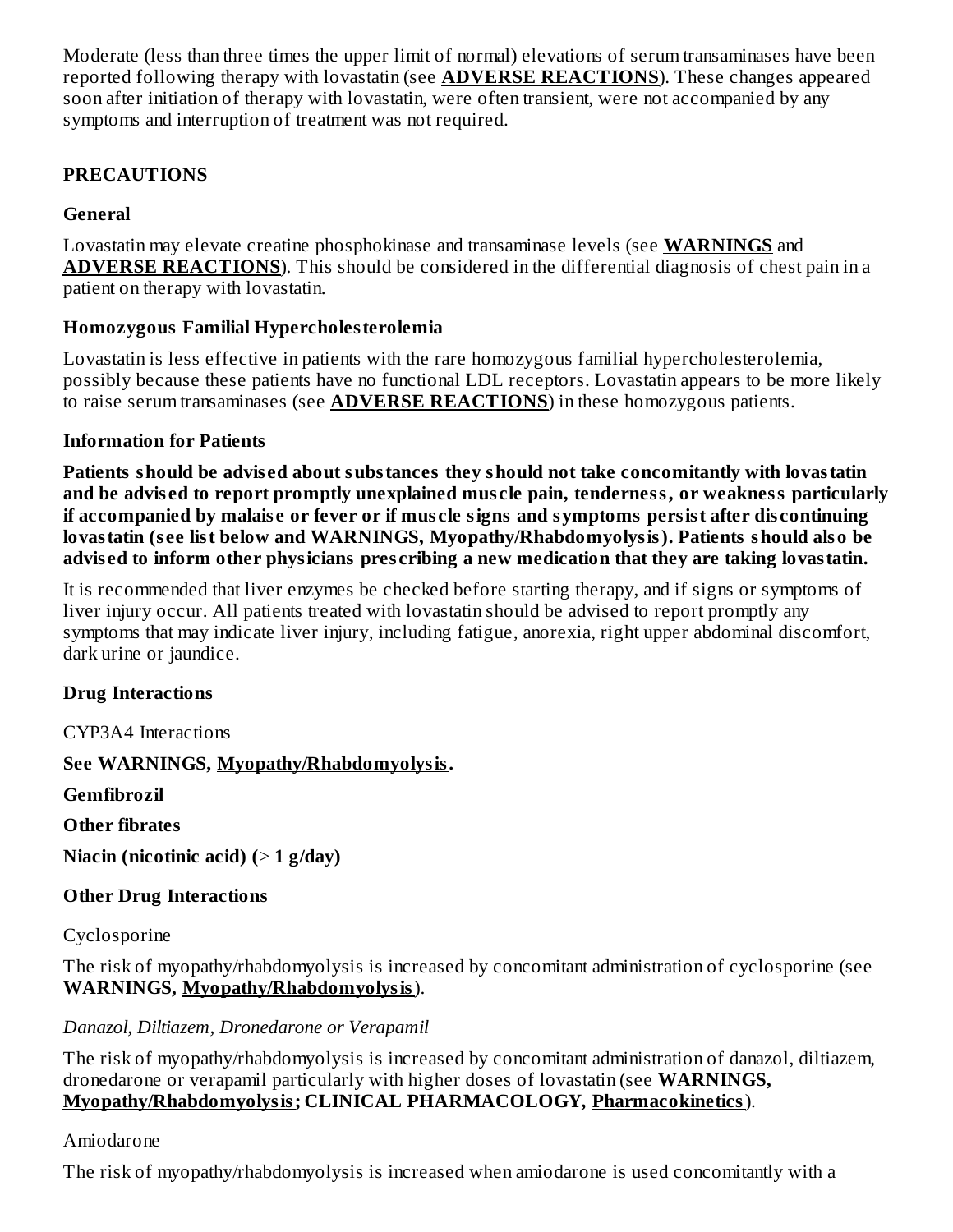Moderate (less than three times the upper limit of normal) elevations of serum transaminases have been reported following therapy with lovastatin (see **ADVERSE REACTIONS**). These changes appeared soon after initiation of therapy with lovastatin, were often transient, were not accompanied by any symptoms and interruption of treatment was not required.

## PRECAUTIONS

### General

Lovastatin may elevate creatine phosphokinase and transaminase levels (see **WARNINGS** and **ADVERSE REACTIONS**). This should be considered in the differential diagnosis of chest pain in a patient on therapy with lovastatin.

### Homozygous Familial Hypercholesterolemia

Lovastatin is less effective in patients with the rare homozygous familial hypercholesterolemia, possibly because these patients have no functional LDL receptors. Lovastatin appears to be more likely to raise serum transaminases (see **ADVERSE REACTIONS**) in these homozygous patients.

### Information for Patients

**Patients should be advised about substances they should not take concomitantly with lovastatin and be advised to report promptly unexplained muscle pain, tenderness, or weakness particularly if accompanied by malaise or fever or if muscle signs and symptoms persist after discontinuing lovastatin (see list below and WARNINGS, Myopathy/Rhabdomyolysis). Patients should also be advised to inform other physicians prescribing a new medication that they are taking lovastatin.**

It is recommended that liver enzymes be checked before starting therapy, and if signs or symptoms of liver injury occur. All patients treated with lovastatin should be advised to report promptly any symptoms that may indicate liver injury, including fatigue, anorexia, right upper abdominal discomfort, dark urine or jaundice.

### Drug Interactions

CYP3A4 Interactions

**See WARNINGS, Myopathy/Rhabdomyolysis.**

**Gemfibrozil**

**Other fibrates**

**Niacin (nicotinic acid) (> 1 g/day)**

### Other Drug Interactions

Cyclosporine

The risk of myopathy/rhabdomyolysis is increased by concomitant administration of cyclosporine (see **WARNINGS, Myopathy/Rhabdomyolysis**).

*Danazol, Diltiazem, Dronedarone or Verapamil*

The risk of myopathy/rhabdomyolysis is increased by concomitant administration of danazol, diltiazem, dronedarone or verapamil particularly with higher doses of lovastatin (see **WARNINGS, Myopathy/Rhabdomyolysis; CLINICAL PHARMACOLOGY, Pharmacokinetics**).

Amiodarone

The risk of myopathy/rhabdomyolysis is increased when amiodarone is used concomitantly with a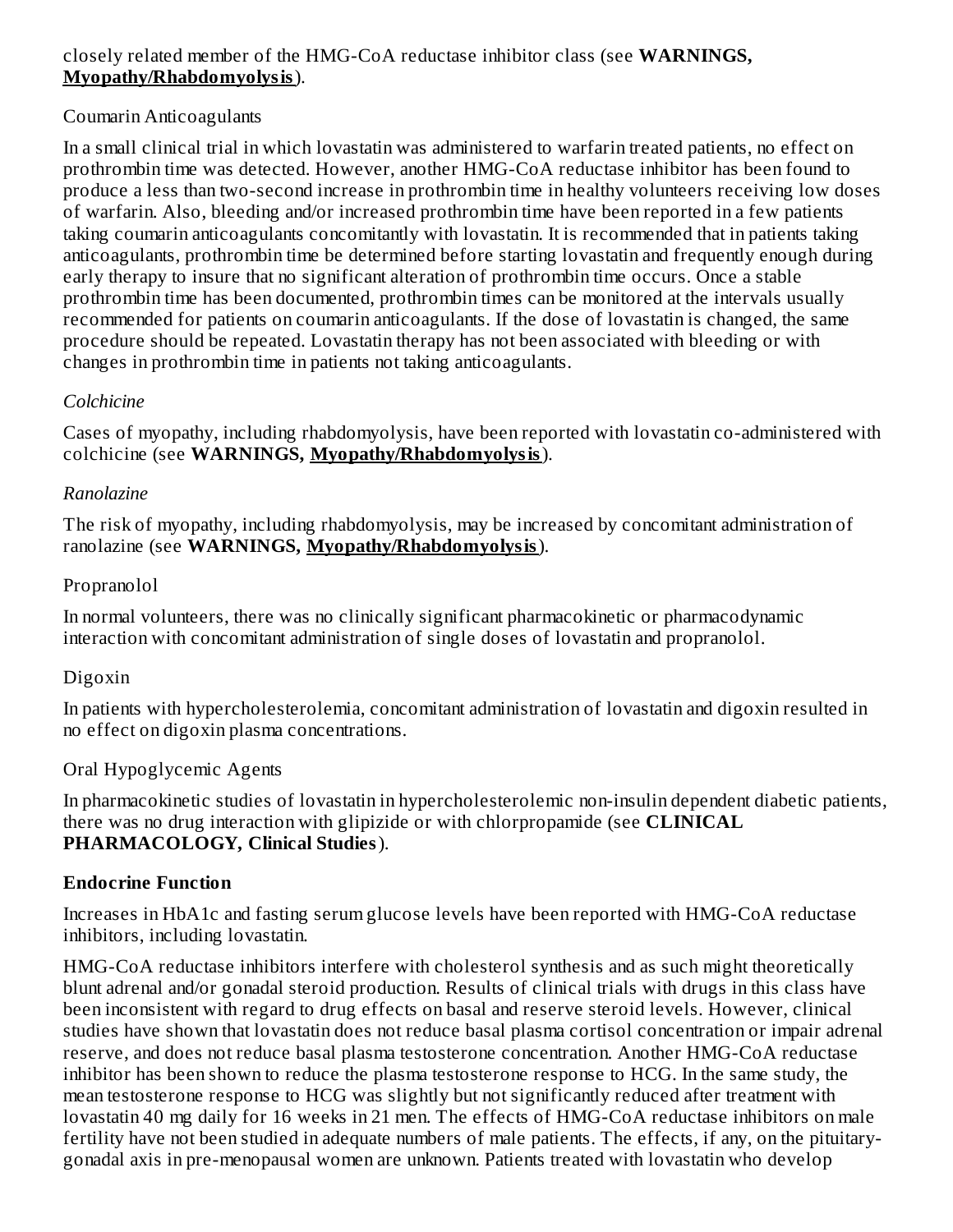closely related member of the HMG-CoA reductase inhibitor class (see **WARNINGS, Myopathy/Rhabdomyolysis**).

Coumarin Anticoagulants

In a small clinical trial in which lovastatin was administered to warfarin treated patients, no effect on prothrombin time was detected. However, another HMG-CoA reductase inhibitor has been found to produce a less than two-second increase in prothrombin time in healthy volunteers receiving low doses of warfarin. Also, bleeding and/or increased prothrombin time have been reported in a few patients taking coumarin anticoagulants concomitantly with lovastatin. It is recommended that in patients taking anticoagulants, prothrombin time be determined before starting lovastatin and frequently enough during early therapy to insure that no significant alteration of prothrombin time occurs. Once a stable prothrombin time has been documented, prothrombin times can be monitored at the intervals usually recommended for patients on coumarin anticoagulants. If the dose of lovastatin is changed, the same procedure should be repeated. Lovastatin therapy has not been associated with bleeding or with changes in prothrombin time in patients not taking anticoagulants.

*Colchicine*

Cases of myopathy, including rhabdomyolysis, have been reported with lovastatin co-administered with colchicine (see **WARNINGS, Myopathy/Rhabdomyolysis**).

*Ranolazine*

The risk of myopathy, including rhabdomyolysis, may be increased by concomitant administration of ranolazine (see **WARNINGS, Myopathy/Rhabdomyolysis**).

Propranolol

In normal volunteers, there was no clinically significant pharmacokinetic or pharmacodynamic interaction with concomitant administration of single doses of lovastatin and propranolol.

Digoxin

In patients with hypercholesterolemia, concomitant administration of lovastatin and digoxin resulted in no effect on digoxin plasma concentrations.

Oral Hypoglycemic Agents

In pharmacokinetic studies of lovastatin in hypercholesterolemic non-insulin dependent diabetic patients, there was no drug interaction with glipizide or with chlorpropamide (see **CLINICAL PHARMACOLOGY, Clinical Studies**).

**Endocrine Function**

Increases in HbA1c and fasting serum glucose levels have been reported with HMG-CoA reductase inhibitors, including lovastatin.

HMG-CoA reductase inhibitors interfere with cholesterol synthesis and as such might theoretically blunt adrenal and/or gonadal steroid production. Results of clinical trials with drugs in this class have been inconsistent with regard to drug effects on basal and reserve steroid levels. However, clinical studies have shown that lovastatin does not reduce basal plasma cortisol concentration or impair adrenal reserve, and does not reduce basal plasma testosterone concentration. Another HMG-CoA reductase inhibitor has been shown to reduce the plasma testosterone response to HCG. In the same study, the mean testosterone response to HCG was slightly but not significantly reduced after treatment with lovastatin 40 mg daily for 16 weeks in 21 men. The effects of HMG-CoA reductase inhibitors on male fertility have not been studied in adequate numbers of male patients. The effects, if any, on the pituitary-gonadal axis in pre-menopausal women are unknown. Patients treated with lovastatin who develop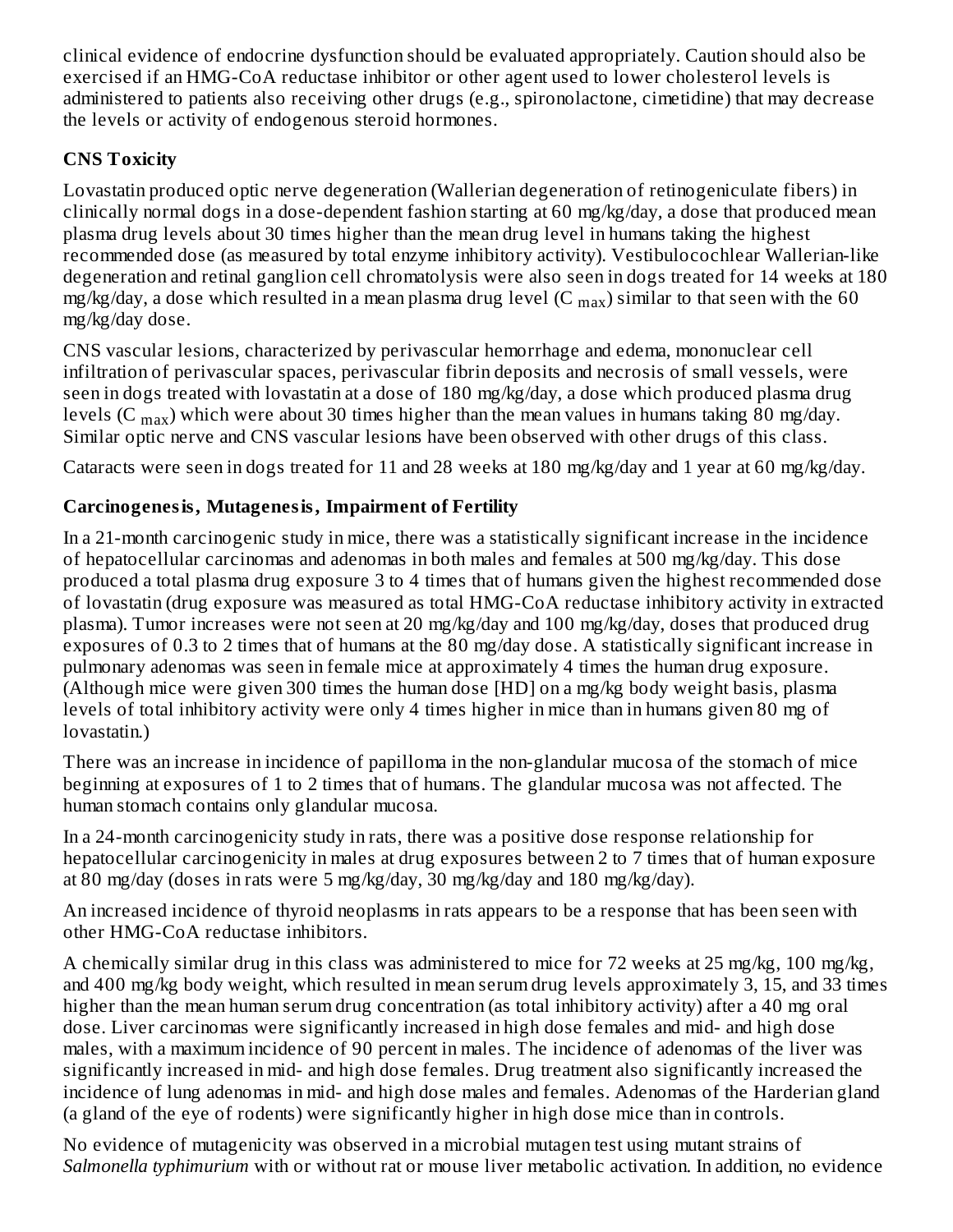clinical evidence of endocrine dysfunction should be evaluated appropriately. Caution should also be exercised if an HMG-CoA reductase inhibitor or other agent used to lower cholesterol levels is administered to patients also receiving other drugs (e.g., spironolactone, cimetidine) that may decrease the levels or activity of endogenous steroid hormones.

**CNS Toxicity**

Lovastatin produced optic nerve degeneration (Wallerian degeneration of retinogeniculate fibers) in clinically normal dogs in a dose-dependent fashion starting at 60 mg/kg/day, a dose that produced mean plasma drug levels about 30 times higher than the mean drug level in humans taking the highest recommended dose (as measured by total enzyme inhibitory activity). Vestibulocochlear Wallerian-like degeneration and retinal ganglion cell chromatolysis were also seen in dogs treated for 14 weeks at 180 mg/kg/day, a dose which resulted in a mean plasma drug level ($C_{max}$) similar to that seen with the 60 mg/kg/day dose.

CNS vascular lesions, characterized by perivascular hemorrhage and edema, mononuclear cell infiltration of perivascular spaces, perivascular fibrin deposits and necrosis of small vessels, were seen in dogs treated with lovastatin at a dose of 180 mg/kg/day, a dose which produced plasma drug levels ($C_{max}$) which were about 30 times higher than the mean values in humans taking 80 mg/day. Similar optic nerve and CNS vascular lesions have been observed with other drugs of this class.

Cataracts were seen in dogs treated for 11 and 28 weeks at 180 mg/kg/day and 1 year at 60 mg/kg/day.

**Carcinogenesis, Mutagenesis, Impairment of Fertility**

In a 21-month carcinogenic study in mice, there was a statistically significant increase in the incidence of hepatocellular carcinomas and adenomas in both males and females at 500 mg/kg/day. This dose produced a total plasma drug exposure 3 to 4 times that of humans given the highest recommended dose of lovastatin (drug exposure was measured as total HMG-CoA reductase inhibitory activity in extracted plasma). Tumor increases were not seen at 20 mg/kg/day and 100 mg/kg/day, doses that produced drug exposures of 0.3 to 2 times that of humans at the 80 mg/day dose. A statistically significant increase in pulmonary adenomas was seen in female mice at approximately 4 times the human drug exposure. (Although mice were given 300 times the human dose [HD] on a mg/kg body weight basis, plasma levels of total inhibitory activity were only 4 times higher in mice than in humans given 80 mg of lovastatin.)

There was an increase in incidence of papilloma in the non-glandular mucosa of the stomach of mice beginning at exposures of 1 to 2 times that of humans. The glandular mucosa was not affected. The human stomach contains only glandular mucosa.

In a 24-month carcinogenicity study in rats, there was a positive dose response relationship for hepatocellular carcinogenicity in males at drug exposures between 2 to 7 times that of human exposure at 80 mg/day (doses in rats were 5 mg/kg/day, 30 mg/kg/day and 180 mg/kg/day).

An increased incidence of thyroid neoplasms in rats appears to be a response that has been seen with other HMG-CoA reductase inhibitors.

A chemically similar drug in this class was administered to mice for 72 weeks at 25 mg/kg, 100 mg/kg, and 400 mg/kg body weight, which resulted in mean serum drug levels approximately 3, 15, and 33 times higher than the mean human serum drug concentration (as total inhibitory activity) after a 40 mg oral dose. Liver carcinomas were significantly increased in high dose females and mid- and high dose males, with a maximum incidence of 90 percent in males. The incidence of adenomas of the liver was significantly increased in mid- and high dose females. Drug treatment also significantly increased the incidence of lung adenomas in mid- and high dose males and females. Adenomas of the Harderian gland (a gland of the eye of rodents) were significantly higher in high dose mice than in controls.

No evidence of mutagenicity was observed in a microbial mutagen test using mutant strains of *Salmonella typhimurium* with or without rat or mouse liver metabolic activation. In addition, no evidence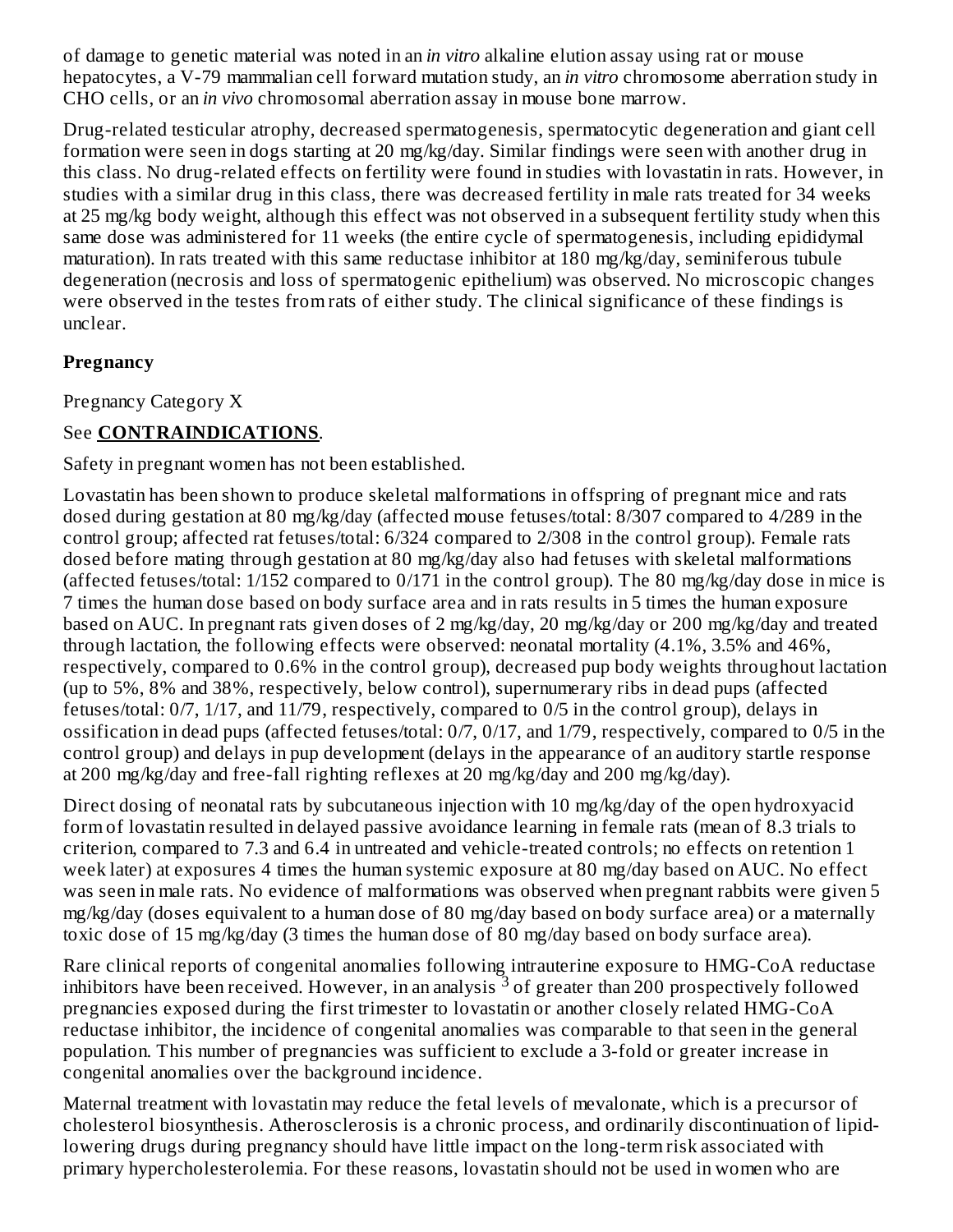of damage to genetic material was noted in an *in vitro* alkaline elution assay using rat or mouse hepatocytes, a V-79 mammalian cell forward mutation study, an *in vitro* chromosome aberration study in CHO cells, or an *in vivo* chromosomal aberration assay in mouse bone marrow.

Drug-related testicular atrophy, decreased spermatogenesis, spermatocytic degeneration and giant cell formation were seen in dogs starting at 20 mg/kg/day. Similar findings were seen with another drug in this class. No drug-related effects on fertility were found in studies with lovastatin in rats. However, in studies with a similar drug in this class, there was decreased fertility in male rats treated for 34 weeks at 25 mg/kg body weight, although this effect was not observed in a subsequent fertility study when this same dose was administered for 11 weeks (the entire cycle of spermatogenesis, including epididymal maturation). In rats treated with this same reductase inhibitor at 180 mg/kg/day, seminiferous tubule degeneration (necrosis and loss of spermatogenic epithelium) was observed. No microscopic changes were observed in the testes from rats of either study. The clinical significance of these findings is unclear.

**Pregnancy**

Pregnancy Category X

See **CONTRAINDICATIONS**.

Safety in pregnant women has not been established.

Lovastatin has been shown to produce skeletal malformations in offspring of pregnant mice and rats dosed during gestation at 80 mg/kg/day (affected mouse fetuses/total: 8/307 compared to 4/289 in the control group; affected rat fetuses/total: 6/324 compared to 2/308 in the control group). Female rats dosed before mating through gestation at 80 mg/kg/day also had fetuses with skeletal malformations (affected fetuses/total: 1/152 compared to 0/171 in the control group). The 80 mg/kg/day dose in mice is 7 times the human dose based on body surface area and in rats results in 5 times the human exposure based on AUC. In pregnant rats given doses of 2 mg/kg/day, 20 mg/kg/day or 200 mg/kg/day and treated through lactation, the following effects were observed: neonatal mortality (4.1%, 3.5% and 46%, respectively, compared to 0.6% in the control group), decreased pup body weights throughout lactation (up to 5%, 8% and 38%, respectively, below control), supernumerary ribs in dead pups (affected fetuses/total: 0/7, 1/17, and 11/79, respectively, compared to 0/5 in the control group), delays in ossification in dead pups (affected fetuses/total: 0/7, 0/17, and 1/79, respectively, compared to 0/5 in the control group) and delays in pup development (delays in the appearance of an auditory startle response at 200 mg/kg/day and free-fall righting reflexes at 20 mg/kg/day and 200 mg/kg/day).

Direct dosing of neonatal rats by subcutaneous injection with 10 mg/kg/day of the open hydroxyacid form of lovastatin resulted in delayed passive avoidance learning in female rats (mean of 8.3 trials to criterion, compared to 7.3 and 6.4 in untreated and vehicle-treated controls; no effects on retention 1 week later) at exposures 4 times the human systemic exposure at 80 mg/day based on AUC. No effect was seen in male rats. No evidence of malformations was observed when pregnant rabbits were given 5 mg/kg/day (doses equivalent to a human dose of 80 mg/day based on body surface area) or a maternally toxic dose of 15 mg/kg/day (3 times the human dose of 80 mg/day based on body surface area).

Rare clinical reports of congenital anomalies following intrauterine exposure to HMG-CoA reductase inhibitors have been received. However, in an analysis [3] of greater than 200 prospectively followed pregnancies exposed during the first trimester to lovastatin or another closely related HMG-CoA reductase inhibitor, the incidence of congenital anomalies was comparable to that seen in the general population. This number of pregnancies was sufficient to exclude a 3-fold or greater increase in congenital anomalies over the background incidence.

Maternal treatment with lovastatin may reduce the fetal levels of mevalonate, which is a precursor of cholesterol biosynthesis. Atherosclerosis is a chronic process, and ordinarily discontinuation of lipid-lowering drugs during pregnancy should have little impact on the long-term risk associated with primary hypercholesterolemia. For these reasons, lovastatin should not be used in women who are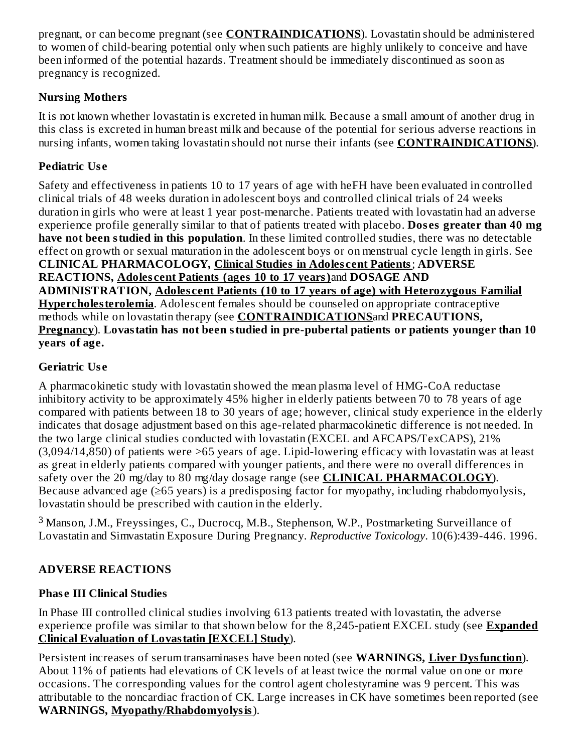pregnant, or can become pregnant (see **CONTRAINDICATIONS**). Lovastatin should be administered to women of child-bearing potential only when such patients are highly unlikely to conceive and have been informed of the potential hazards. Treatment should be immediately discontinued as soon as pregnancy is recognized.

### Nursing Mothers

It is not known whether lovastatin is excreted in human milk. Because a small amount of another drug in this class is excreted in human breast milk and because of the potential for serious adverse reactions in nursing infants, women taking lovastatin should not nurse their infants (see **CONTRAINDICATIONS**).

### Pediatric Use

Safety and effectiveness in patients 10 to 17 years of age with heFH have been evaluated in controlled clinical trials of 48 weeks duration in adolescent boys and controlled clinical trials of 24 weeks duration in girls who were at least 1 year post-menarche. Patients treated with lovastatin had an adverse experience profile generally similar to that of patients treated with placebo. **Doses greater than 40 mg have not been studied in this population**. In these limited controlled studies, there was no detectable effect on growth or sexual maturation in the adolescent boys or on menstrual cycle length in girls. See **CLINICAL PHARMACOLOGY, Clinical Studies in Adolescent Patients**; **ADVERSE REACTIONS, Adolescent Patients (ages 10 to 17 years)** and **DOSAGE AND ADMINISTRATION, Adolescent Patients (10 to 17 years of age) with Heterozygous Familial Hypercholesterolemia**. Adolescent females should be counseled on appropriate contraceptive methods while on lovastatin therapy (see **CONTRAINDICATIONS** and **PRECAUTIONS, Pregnancy**). **Lovastatin has not been studied in pre-pubertal patients or patients younger than 10 years of age.**

### Geriatric Use

A pharmacokinetic study with lovastatin showed the mean plasma level of HMG-CoA reductase inhibitory activity to be approximately 45% higher in elderly patients between 70 to 78 years of age compared with patients between 18 to 30 years of age; however, clinical study experience in the elderly indicates that dosage adjustment based on this age-related pharmacokinetic difference is not needed. In the two large clinical studies conducted with lovastatin (EXCEL and AFCAPS/TexCAPS), 21% (3,094/14,850) of patients were >65 years of age. Lipid-lowering efficacy with lovastatin was at least as great in elderly patients compared with younger patients, and there were no overall differences in safety over the 20 mg/day to 80 mg/day dosage range (see **CLINICAL PHARMACOLOGY**). Because advanced age (≥65 years) is a predisposing factor for myopathy, including rhabdomyolysis, lovastatin should be prescribed with caution in the elderly.

[3] Manson, J.M., Freyssinges, C., Ducrocq, M.B., Stephenson, W.P., Postmarketing Surveillance of Lovastatin and Simvastatin Exposure During Pregnancy. *Reproductive Toxicology*. 10(6):439-446. 1996.

## ADVERSE REACTIONS

### Phase III Clinical Studies

In Phase III controlled clinical studies involving 613 patients treated with lovastatin, the adverse experience profile was similar to that shown below for the 8,245-patient EXCEL study (see **Expanded Clinical Evaluation of Lovastatin [EXCEL] Study**).

Persistent increases of serum transaminases have been noted (see **WARNINGS, Liver Dysfunction**). About 11% of patients had elevations of CK levels of at least twice the normal value on one or more occasions. The corresponding values for the control agent cholestyramine was 9 percent. This was attributable to the noncardiac fraction of CK. Large increases in CK have sometimes been reported (see **WARNINGS, Myopathy/Rhabdomyolysis**).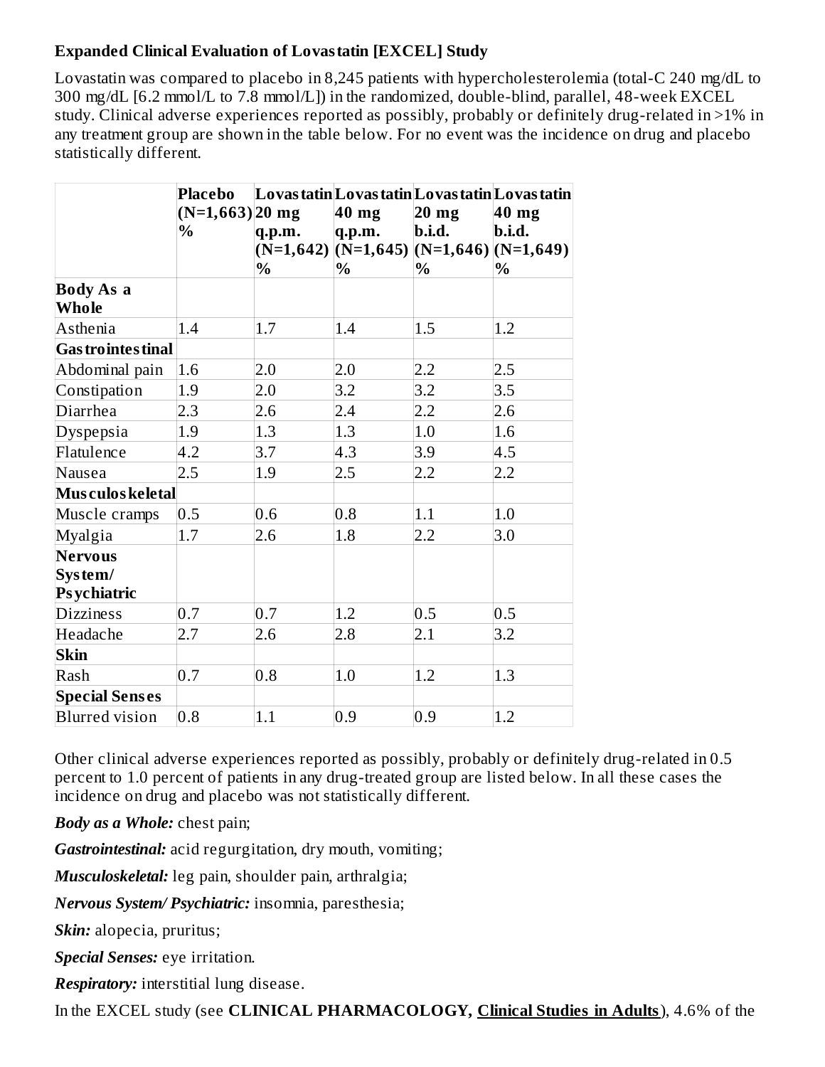**Expanded Clinical Evaluation of Lovastatin [EXCEL] Study**

Lovastatin was compared to placebo in 8,245 patients with hypercholesterolemia (total-C 240 mg/dL to 300 mg/dL [6.2 mmol/L to 7.8 mmol/L]) in the randomized, double-blind, parallel, 48-week EXCEL study. Clinical adverse experiences reported as possibly, probably or definitely drug-related in >1% in any treatment group are shown in the table below. For no event was the incidence on drug and placebo statistically different.

| | Placebo (N=1,663) % | Lovastatin 20 mg q.p.m. (N=1,642) % | Lovastatin 40 mg q.p.m. (N=1,645) % | Lovastatin 20 mg b.i.d. (N=1,646) % | Lovastatin 40 mg b.i.d. (N=1,649) % |
|---|---|---|---|---|---|
| **Body As a Whole** | | | | | |
| Asthenia | 1.4 | 1.7 | 1.4 | 1.5 | 1.2 |
| **Gastrointestinal** | | | | | |
| Abdominal pain | 1.6 | 2.0 | 2.0 | 2.2 | 2.5 |
| Constipation | 1.9 | 2.0 | 3.2 | 3.2 | 3.5 |
| Diarrhea | 2.3 | 2.6 | 2.4 | 2.2 | 2.6 |
| Dyspepsia | 1.9 | 1.3 | 1.3 | 1.0 | 1.6 |
| Flatulence | 4.2 | 3.7 | 4.3 | 3.9 | 4.5 |
| Nausea | 2.5 | 1.9 | 2.5 | 2.2 | 2.2 |
| **Musculoskeletal** | | | | | |
| Muscle cramps | 0.5 | 0.6 | 0.8 | 1.1 | 1.0 |
| Myalgia | 1.7 | 2.6 | 1.8 | 2.2 | 3.0 |
| **Nervous System/ Psychiatric** | | | | | |
| Dizziness | 0.7 | 0.7 | 1.2 | 0.5 | 0.5 |
| Headache | 2.7 | 2.6 | 2.8 | 2.1 | 3.2 |
| **Skin** | | | | | |
| Rash | 0.7 | 0.8 | 1.0 | 1.2 | 1.3 |
| **Special Senses** | | | | | |
| Blurred vision | 0.8 | 1.1 | 0.9 | 0.9 | 1.2 |

Other clinical adverse experiences reported as possibly, probably or definitely drug-related in 0.5 percent to 1.0 percent of patients in any drug-treated group are listed below. In all these cases the incidence on drug and placebo was not statistically different.

***Body as a Whole:*** chest pain;

***Gastrointestinal:*** acid regurgitation, dry mouth, vomiting;

***Musculoskeletal:*** leg pain, shoulder pain, arthralgia;

***Nervous System/ Psychiatric:*** insomnia, paresthesia;

***Skin:*** alopecia, pruritus;

***Special Senses:*** eye irritation.

***Respiratory:*** interstitial lung disease.

In the EXCEL study (see **CLINICAL PHARMACOLOGY, Clinical Studies in Adults**), 4.6% of the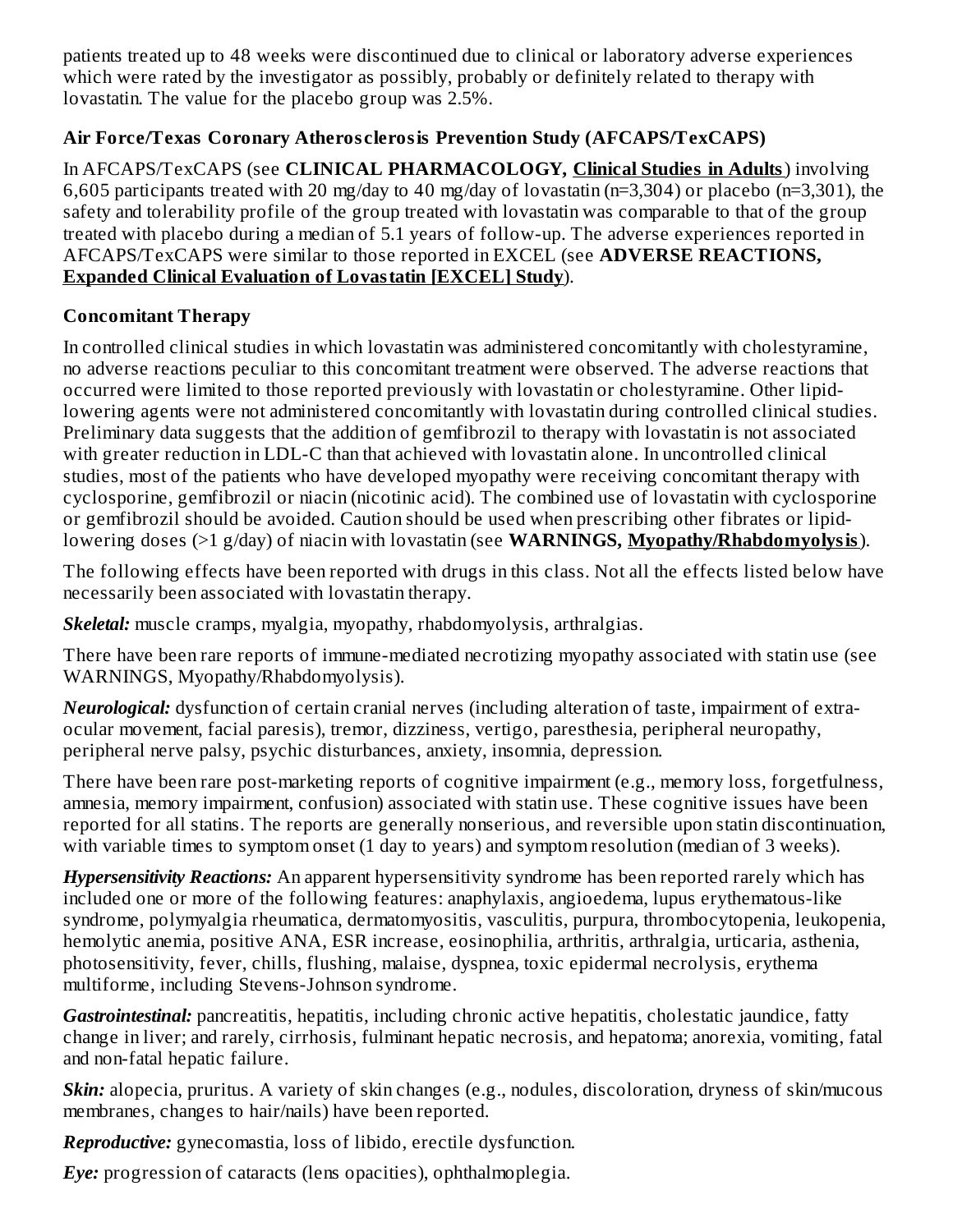patients treated up to 48 weeks were discontinued due to clinical or laboratory adverse experiences which were rated by the investigator as possibly, probably or definitely related to therapy with lovastatin. The value for the placebo group was 2.5%.

### Air Force/Texas Coronary Atherosclerosis Prevention Study (AFCAPS/TexCAPS)

In AFCAPS/TexCAPS (see **CLINICAL PHARMACOLOGY, Clinical Studies in Adults**) involving 6,605 participants treated with 20 mg/day to 40 mg/day of lovastatin (n=3,304) or placebo (n=3,301), the safety and tolerability profile of the group treated with lovastatin was comparable to that of the group treated with placebo during a median of 5.1 years of follow-up. The adverse experiences reported in AFCAPS/TexCAPS were similar to those reported in EXCEL (see **ADVERSE REACTIONS, Expanded Clinical Evaluation of Lovastatin [EXCEL] Study**).

### Concomitant Therapy

In controlled clinical studies in which lovastatin was administered concomitantly with cholestyramine, no adverse reactions peculiar to this concomitant treatment were observed. The adverse reactions that occurred were limited to those reported previously with lovastatin or cholestyramine. Other lipid-lowering agents were not administered concomitantly with lovastatin during controlled clinical studies. Preliminary data suggests that the addition of gemfibrozil to therapy with lovastatin is not associated with greater reduction in LDL-C than that achieved with lovastatin alone. In uncontrolled clinical studies, most of the patients who have developed myopathy were receiving concomitant therapy with cyclosporine, gemfibrozil or niacin (nicotinic acid). The combined use of lovastatin with cyclosporine or gemfibrozil should be avoided. Caution should be used when prescribing other fibrates or lipid-lowering doses (>1 g/day) of niacin with lovastatin (see **WARNINGS, Myopathy/Rhabdomyolysis**).

The following effects have been reported with drugs in this class. Not all the effects listed below have necessarily been associated with lovastatin therapy.

***Skeletal:*** muscle cramps, myalgia, myopathy, rhabdomyolysis, arthralgias.

There have been rare reports of immune-mediated necrotizing myopathy associated with statin use (see WARNINGS, Myopathy/Rhabdomyolysis).

***Neurological:*** dysfunction of certain cranial nerves (including alteration of taste, impairment of extra-ocular movement, facial paresis), tremor, dizziness, vertigo, paresthesia, peripheral neuropathy, peripheral nerve palsy, psychic disturbances, anxiety, insomnia, depression.

There have been rare post-marketing reports of cognitive impairment (e.g., memory loss, forgetfulness, amnesia, memory impairment, confusion) associated with statin use. These cognitive issues have been reported for all statins. The reports are generally nonserious, and reversible upon statin discontinuation, with variable times to symptom onset (1 day to years) and symptom resolution (median of 3 weeks).

***Hypersensitivity Reactions:*** An apparent hypersensitivity syndrome has been reported rarely which has included one or more of the following features: anaphylaxis, angioedema, lupus erythematous-like syndrome, polymyalgia rheumatica, dermatomyositis, vasculitis, purpura, thrombocytopenia, leukopenia, hemolytic anemia, positive ANA, ESR increase, eosinophilia, arthritis, arthralgia, urticaria, asthenia, photosensitivity, fever, chills, flushing, malaise, dyspnea, toxic epidermal necrolysis, erythema multiforme, including Stevens-Johnson syndrome.

***Gastrointestinal:*** pancreatitis, hepatitis, including chronic active hepatitis, cholestatic jaundice, fatty change in liver; and rarely, cirrhosis, fulminant hepatic necrosis, and hepatoma; anorexia, vomiting, fatal and non-fatal hepatic failure.

***Skin:*** alopecia, pruritus. A variety of skin changes (e.g., nodules, discoloration, dryness of skin/mucous membranes, changes to hair/nails) have been reported.

***Reproductive:*** gynecomastia, loss of libido, erectile dysfunction.

***Eye:*** progression of cataracts (lens opacities), ophthalmoplegia.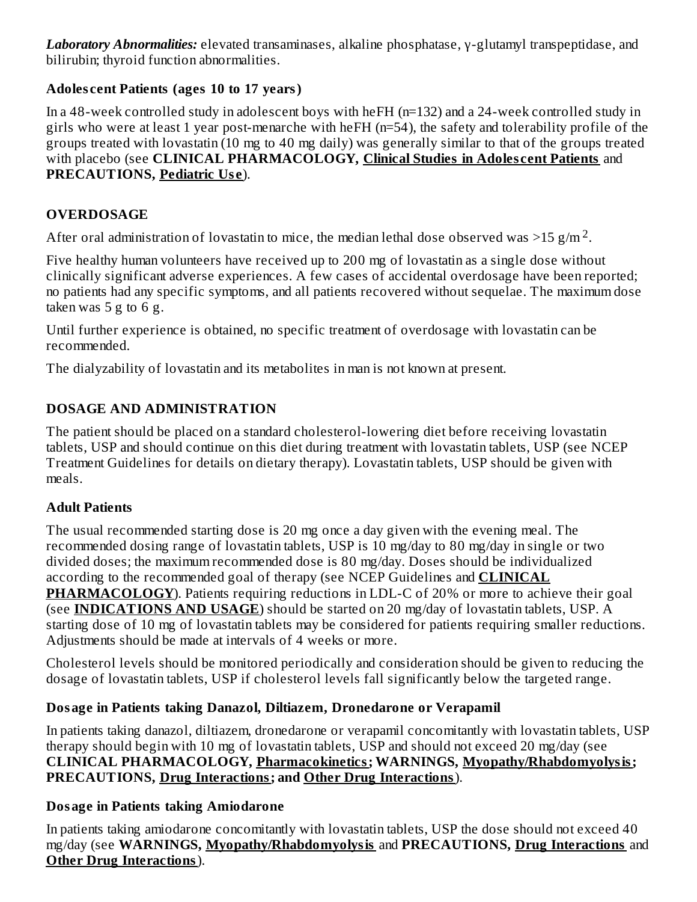***Laboratory Abnormalities:*** elevated transaminases, alkaline phosphatase, γ-glutamyl transpeptidase, and bilirubin; thyroid function abnormalities.

### Adolescent Patients (ages 10 to 17 years)

In a 48-week controlled study in adolescent boys with heFH (n=132) and a 24-week controlled study in girls who were at least 1 year post-menarche with heFH (n=54), the safety and tolerability profile of the groups treated with lovastatin (10 mg to 40 mg daily) was generally similar to that of the groups treated with placebo (see **CLINICAL PHARMACOLOGY, Clinical Studies in Adolescent Patients** and **PRECAUTIONS, Pediatric Use**).

## OVERDOSAGE

After oral administration of lovastatin to mice, the median lethal dose observed was >15 $g/m^2$.

Five healthy human volunteers have received up to 200 mg of lovastatin as a single dose without clinically significant adverse experiences. A few cases of accidental overdosage have been reported; no patients had any specific symptoms, and all patients recovered without sequelae. The maximum dose taken was 5 g to 6 g.

Until further experience is obtained, no specific treatment of overdosage with lovastatin can be recommended.

The dialyzability of lovastatin and its metabolites in man is not known at present.

## DOSAGE AND ADMINISTRATION

The patient should be placed on a standard cholesterol-lowering diet before receiving lovastatin tablets, USP and should continue on this diet during treatment with lovastatin tablets, USP (see NCEP Treatment Guidelines for details on dietary therapy). Lovastatin tablets, USP should be given with meals.

### Adult Patients

The usual recommended starting dose is 20 mg once a day given with the evening meal. The recommended dosing range of lovastatin tablets, USP is 10 mg/day to 80 mg/day in single or two divided doses; the maximum recommended dose is 80 mg/day. Doses should be individualized according to the recommended goal of therapy (see NCEP Guidelines and **CLINICAL PHARMACOLOGY**). Patients requiring reductions in LDL-C of 20% or more to achieve their goal (see **INDICATIONS AND USAGE**) should be started on 20 mg/day of lovastatin tablets, USP. A starting dose of 10 mg of lovastatin tablets may be considered for patients requiring smaller reductions. Adjustments should be made at intervals of 4 weeks or more.

Cholesterol levels should be monitored periodically and consideration should be given to reducing the dosage of lovastatin tablets, USP if cholesterol levels fall significantly below the targeted range.

### Dosage in Patients taking Danazol, Diltiazem, Dronedarone or Verapamil

In patients taking danazol, diltiazem, dronedarone or verapamil concomitantly with lovastatin tablets, USP therapy should begin with 10 mg of lovastatin tablets, USP and should not exceed 20 mg/day (see **CLINICAL PHARMACOLOGY, Pharmacokinetics; WARNINGS, Myopathy/Rhabdomyolysis; PRECAUTIONS, Drug Interactions; and Other Drug Interactions**).

### Dosage in Patients taking Amiodarone

In patients taking amiodarone concomitantly with lovastatin tablets, USP the dose should not exceed 40 mg/day (see **WARNINGS, Myopathy/Rhabdomyolysis** and **PRECAUTIONS, Drug Interactions** and **Other Drug Interactions**).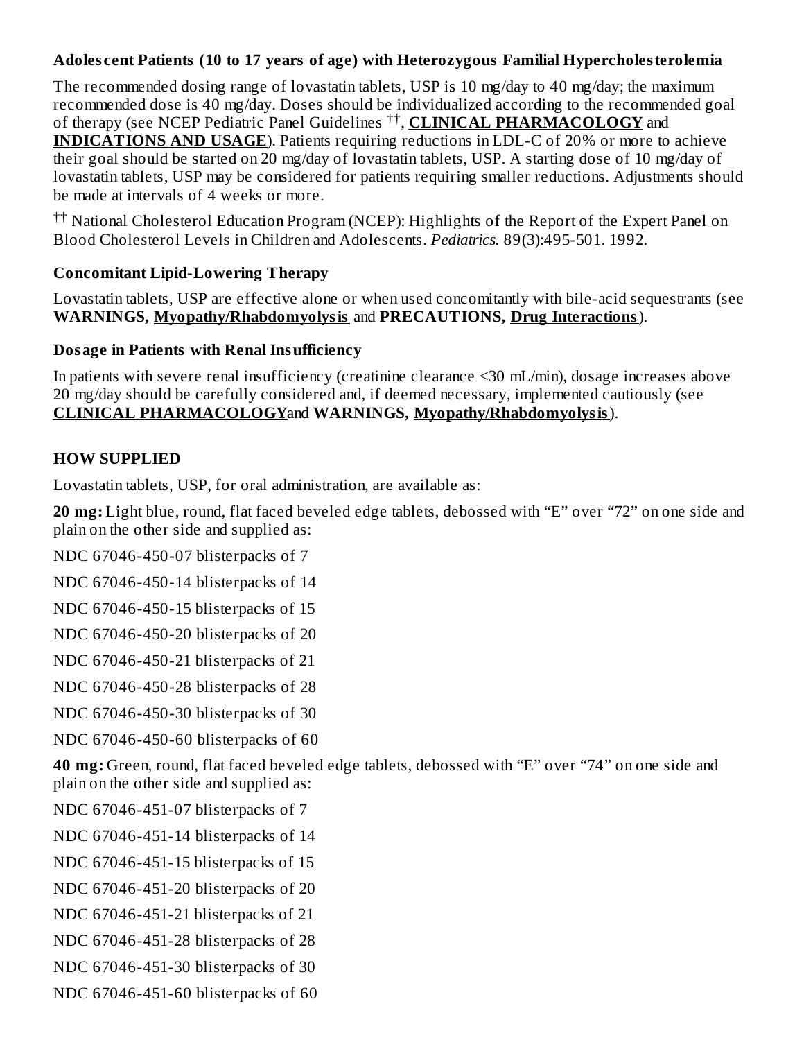### Adolescent Patients (10 to 17 years of age) with Heterozygous Familial Hypercholesterolemia

The recommended dosing range of lovastatin tablets, USP is 10 mg/day to 40 mg/day; the maximum recommended dose is 40 mg/day. Doses should be individualized according to the recommended goal of therapy (see NCEP Pediatric Panel Guidelines [††], **CLINICAL PHARMACOLOGY** and **INDICATIONS AND USAGE**). Patients requiring reductions in LDL-C of 20% or more to achieve their goal should be started on 20 mg/day of lovastatin tablets, USP. A starting dose of 10 mg/day of lovastatin tablets, USP may be considered for patients requiring smaller reductions. Adjustments should be made at intervals of 4 weeks or more.

[††] National Cholesterol Education Program (NCEP): Highlights of the Report of the Expert Panel on Blood Cholesterol Levels in Children and Adolescents. *Pediatrics.* 89(3):495-501. 1992.

### Concomitant Lipid-Lowering Therapy

Lovastatin tablets, USP are effective alone or when used concomitantly with bile-acid sequestrants (see **WARNINGS, Myopathy/Rhabdomyolysis** and **PRECAUTIONS, Drug Interactions**).

### Dosage in Patients with Renal Insufficiency

In patients with severe renal insufficiency (creatinine clearance <30 mL/min), dosage increases above 20 mg/day should be carefully considered and, if deemed necessary, implemented cautiously (see **CLINICAL PHARMACOLOGY** and **WARNINGS, Myopathy/Rhabdomyolysis**).

## HOW SUPPLIED

Lovastatin tablets, USP, for oral administration, are available as:

**20 mg:** Light blue, round, flat faced beveled edge tablets, debossed with “E” over “72” on one side and plain on the other side and supplied as:

NDC 67046-450-07 blisterpacks of 7

NDC 67046-450-14 blisterpacks of 14

NDC 67046-450-15 blisterpacks of 15

NDC 67046-450-20 blisterpacks of 20

NDC 67046-450-21 blisterpacks of 21

NDC 67046-450-28 blisterpacks of 28

NDC 67046-450-30 blisterpacks of 30

NDC 67046-450-60 blisterpacks of 60

**40 mg:** Green, round, flat faced beveled edge tablets, debossed with “E” over “74” on one side and plain on the other side and supplied as:

NDC 67046-451-07 blisterpacks of 7

NDC 67046-451-14 blisterpacks of 14

NDC 67046-451-15 blisterpacks of 15

NDC 67046-451-20 blisterpacks of 20

NDC 67046-451-21 blisterpacks of 21

NDC 67046-451-28 blisterpacks of 28

NDC 67046-451-30 blisterpacks of 30

NDC 67046-451-60 blisterpacks of 60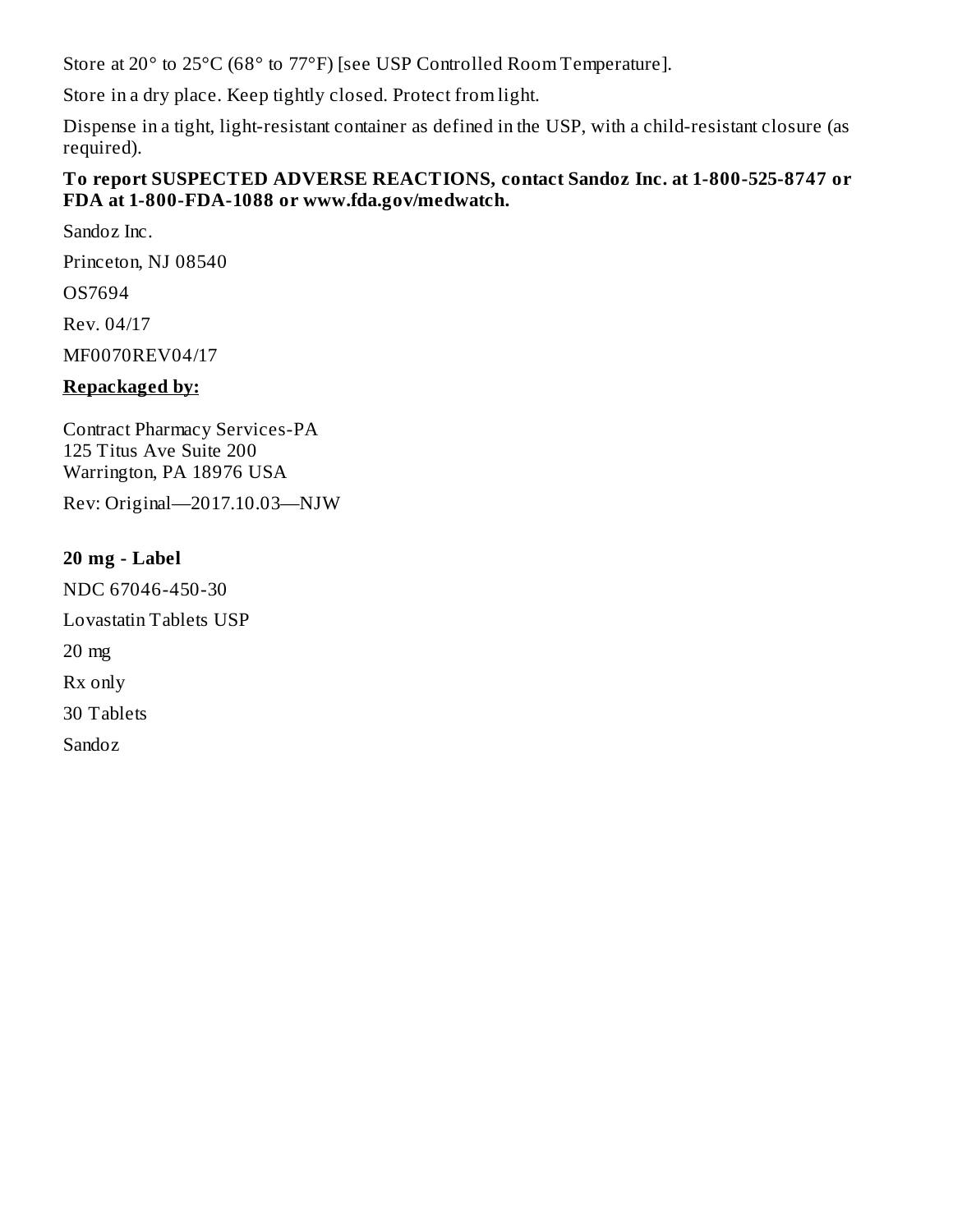Store at 20° to 25°C (68° to 77°F) [see USP Controlled Room Temperature].

Store in a dry place. Keep tightly closed. Protect from light.

Dispense in a tight, light-resistant container as defined in the USP, with a child-resistant closure (as required).

**To report SUSPECTED ADVERSE REACTIONS, contact Sandoz Inc. at 1-800-525-8747 or FDA at 1-800-FDA-1088 or www.fda.gov/medwatch.**

Sandoz Inc.

Princeton, NJ 08540

OS7694

Rev. 04/17

MF0070REV04/17

**Repackaged by:**

Contract Pharmacy Services-PA
125 Titus Ave Suite 200
Warrington, PA 18976 USA

Rev: Original—2017.10.03—NJW

**20 mg - Label**

NDC 67046-450-30

Lovastatin Tablets USP

20 mg

Rx only

30 Tablets

Sandoz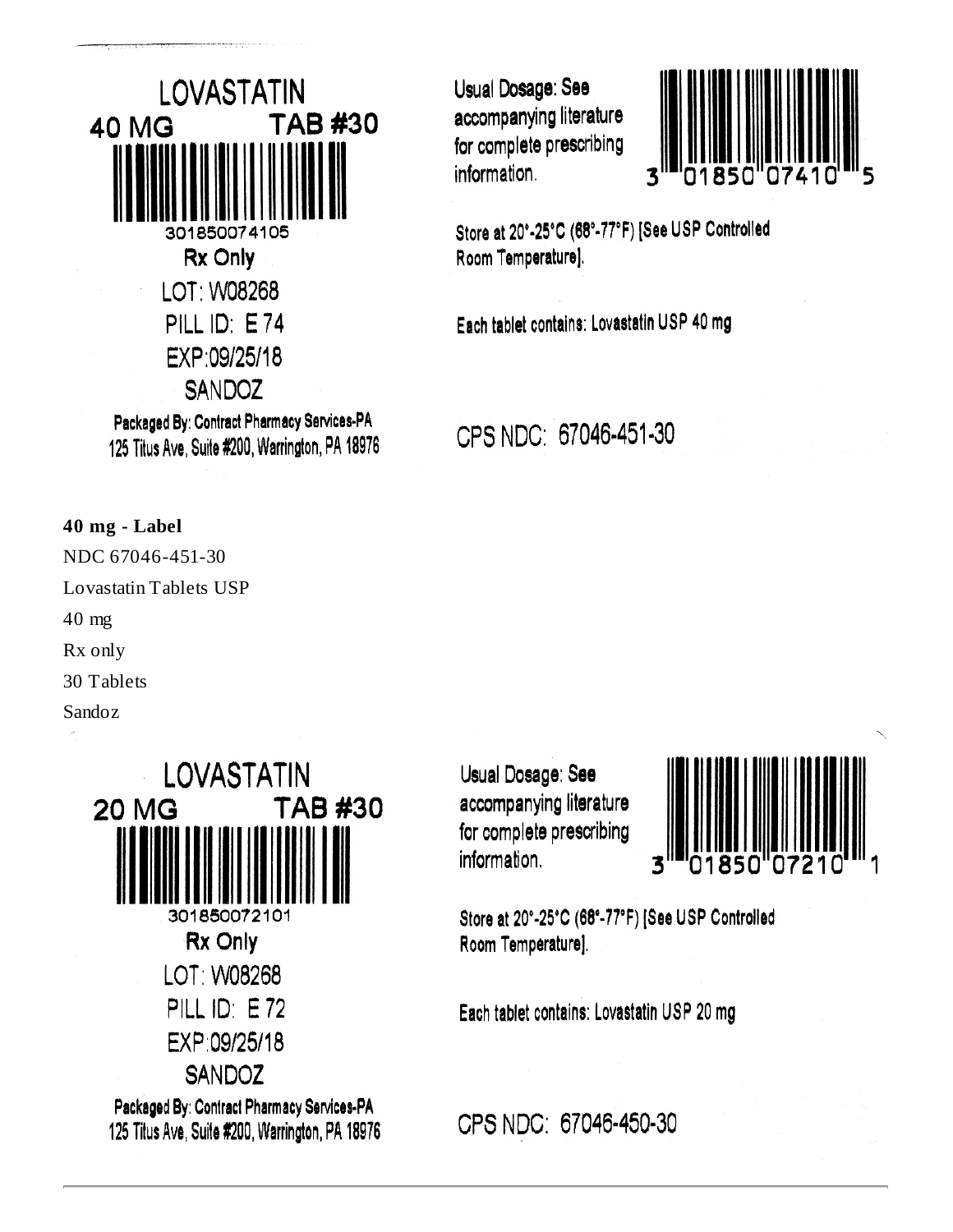LOVASTATIN

40 MG TAB #30

301850074105

Rx Only

LOT: W08268

PILL ID: E 74

EXP:09/25/18

SANDOZ

Packaged By: Contract Pharmacy Services-PA
125 Titus Ave, Suite #200, Warrington, PA 18976

Usual Dosage: See accompanying literature for complete prescribing information.

3 01850 07410 5

Store at 20°-25°C (68°-77°F) [See USP Controlled Room Temperature].

Each tablet contains: Lovastatin USP 40 mg

CPS NDC: 67046-451-30

**40 mg - Label**

NDC 67046-451-30

Lovastatin Tablets USP

40 mg

Rx only

30 Tablets

Sandoz

LOVASTATIN

20 MG TAB #30

301850072101

Rx Only

LOT: W08268

PILL ID: E 72

EXP:09/25/18

SANDOZ

Packaged By: Contract Pharmacy Services-PA
125 Titus Ave, Suite #200, Warrington, PA 18976

Usual Dosage: See accompanying literature for complete prescribing information.

3 01850 07210 1

Store at 20°-25°C (68°-77°F) [See USP Controlled Room Temperature].

Each tablet contains: Lovastatin USP 20 mg

CPS NDC: 67046-450-30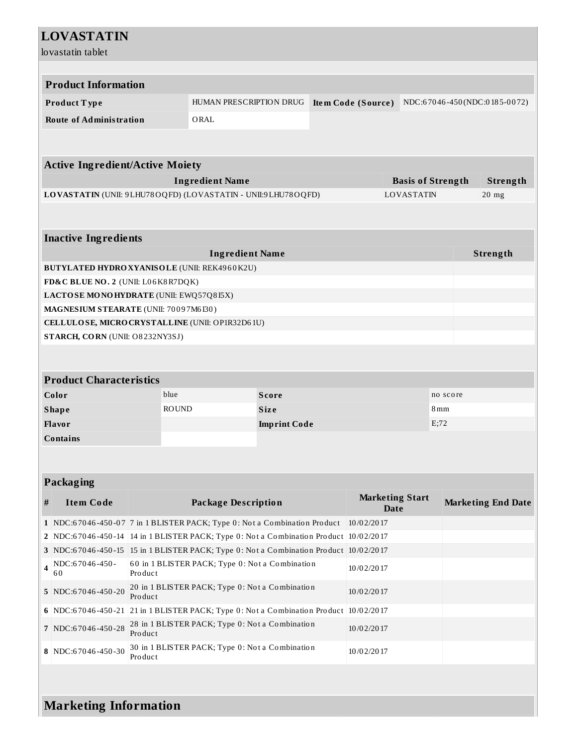# LOVASTATIN

lovastatin tablet

| Product Information | | | |
|---|---|---|---|
| **Product Type** | HUMAN PRESCRIPTION DRUG | **Item Code (Source)** | NDC:67046-450(NDC:0185-0072) |
| **Route of Administration** | ORAL | | |

| Active Ingredient/Active Moiety | | |
|---|---|---|
| **Ingredient Name** | **Basis of Strength** | **Strength** |
| **LOVASTATIN** (UNII: 9LHU78OQFD) (LOVASTATIN - UNII:9LHU78OQFD) | LOVASTATIN | 20 mg |

| Inactive Ingredients | |
|---|---|
| **Ingredient Name** | **Strength** |
| **BUTYLATED HYDROXYANISOLE** (UNII: REK4960K2U) | |
| **FD&C BLUE NO. 2** (UNII: L06K8R7DQK) | |
| **LACTOSE MONOHYDRATE** (UNII: EWQ57Q8I5X) | |
| **MAGNESIUM STEARATE** (UNII: 70097M6I30) | |
| **CELLULOSE, MICROCRYSTALLINE** (UNII: OP1R32D61U) | |
| **STARCH, CORN** (UNII: O8232NY3SJ) | |

| Product Characteristics | | | |
|---|---|---|---|
| **Color** | blue | **Score** | no score |
| **Shape** | ROUND | **Size** | 8mm |
| **Flavor** | | **Imprint Code** | E;72 |
| **Contains** | | | |

| Packaging | | | | |
|---|---|---|---|---|
| **#** | **Item Code** | **Package Description** | **Marketing Start Date** | **Marketing End Date** |
| **1** | NDC:67046-450-07 | 7 in 1 BLISTER PACK; Type 0: Not a Combination Product | 10/02/2017 | |
| **2** | NDC:67046-450-14 | 14 in 1 BLISTER PACK; Type 0: Not a Combination Product | 10/02/2017 | |
| **3** | NDC:67046-450-15 | 15 in 1 BLISTER PACK; Type 0: Not a Combination Product | 10/02/2017 | |
| **4** | NDC:67046-450-60 | 60 in 1 BLISTER PACK; Type 0: Not a Combination Product | 10/02/2017 | |
| **5** | NDC:67046-450-20 | 20 in 1 BLISTER PACK; Type 0: Not a Combination Product | 10/02/2017 | |
| **6** | NDC:67046-450-21 | 21 in 1 BLISTER PACK; Type 0: Not a Combination Product | 10/02/2017 | |
| **7** | NDC:67046-450-28 | 28 in 1 BLISTER PACK; Type 0: Not a Combination Product | 10/02/2017 | |
| **8** | NDC:67046-450-30 | 30 in 1 BLISTER PACK; Type 0: Not a Combination Product | 10/02/2017 | |

## Marketing Information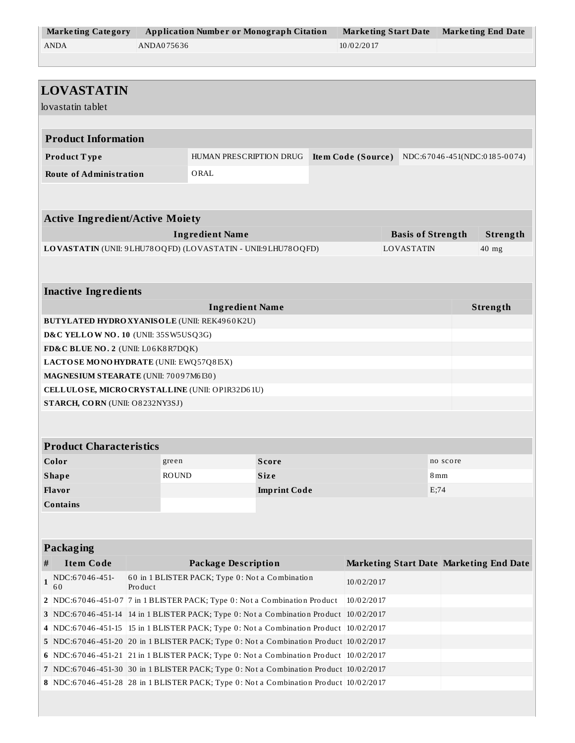| Marketing Category | Application Number or Monograph Citation | Marketing Start Date | Marketing End Date |
|---|---|---|---|
| ANDA | ANDA075636 | 10/02/2017 | |

## LOVASTATIN

lovastatin tablet

| Product Information | | | |
|---|---|---|---|
| **Product Type** | HUMAN PRESCRIPTION DRUG | **Item Code (Source)** | NDC:67046-451(NDC:0185-0074) |
| **Route of Administration** | ORAL | | |

| Active Ingredient/Active Moiety | | |
|---|---|---|
| **Ingredient Name** | **Basis of Strength** | **Strength** |
| **LOVASTATIN** (UNII: 9LHU78OQFD) (LOVASTATIN - UNII:9LHU78OQFD) | LOVASTATIN | 40 mg |

| Inactive Ingredients | |
|---|---|
| **Ingredient Name** | **Strength** |
| **BUTYLATED HYDROXYANISOLE** (UNII: REK4960K2U) | |
| **D&C YELLOW NO. 10** (UNII: 35SW5USQ3G) | |
| **FD&C BLUE NO. 2** (UNII: L06K8R7DQK) | |
| **LACTOSE MONOHYDRATE** (UNII: EWQ57Q8I5X) | |
| **MAGNESIUM STEARATE** (UNII: 70097M6I30) | |
| **CELLULOSE, MICROCRYSTALLINE** (UNII: OP1R32D61U) | |
| **STARCH, CORN** (UNII: O8232NY3SJ) | |

| Product Characteristics | | | |
|---|---|---|---|
| **Color** | green | **Score** | no score |
| **Shape** | ROUND | **Size** | 8mm |
| **Flavor** | | **Imprint Code** | E;74 |
| **Contains** | | | |

| Packaging | | | | |
|---|---|---|---|---|
| **#** | **Item Code** | **Package Description** | **Marketing Start Date** | **Marketing End Date** |
| 1 | NDC:67046-451-60 | 60 in 1 BLISTER PACK; Type 0: Not a Combination Product | 10/02/2017 | |
| 2 | NDC:67046-451-07 | 7 in 1 BLISTER PACK; Type 0: Not a Combination Product | 10/02/2017 | |
| 3 | NDC:67046-451-14 | 14 in 1 BLISTER PACK; Type 0: Not a Combination Product | 10/02/2017 | |
| 4 | NDC:67046-451-15 | 15 in 1 BLISTER PACK; Type 0: Not a Combination Product | 10/02/2017 | |
| 5 | NDC:67046-451-20 | 20 in 1 BLISTER PACK; Type 0: Not a Combination Product | 10/02/2017 | |
| 6 | NDC:67046-451-21 | 21 in 1 BLISTER PACK; Type 0: Not a Combination Product | 10/02/2017 | |
| 7 | NDC:67046-451-30 | 30 in 1 BLISTER PACK; Type 0: Not a Combination Product | 10/02/2017 | |
| 8 | NDC:67046-451-28 | 28 in 1 BLISTER PACK; Type 0: Not a Combination Product | 10/02/2017 | |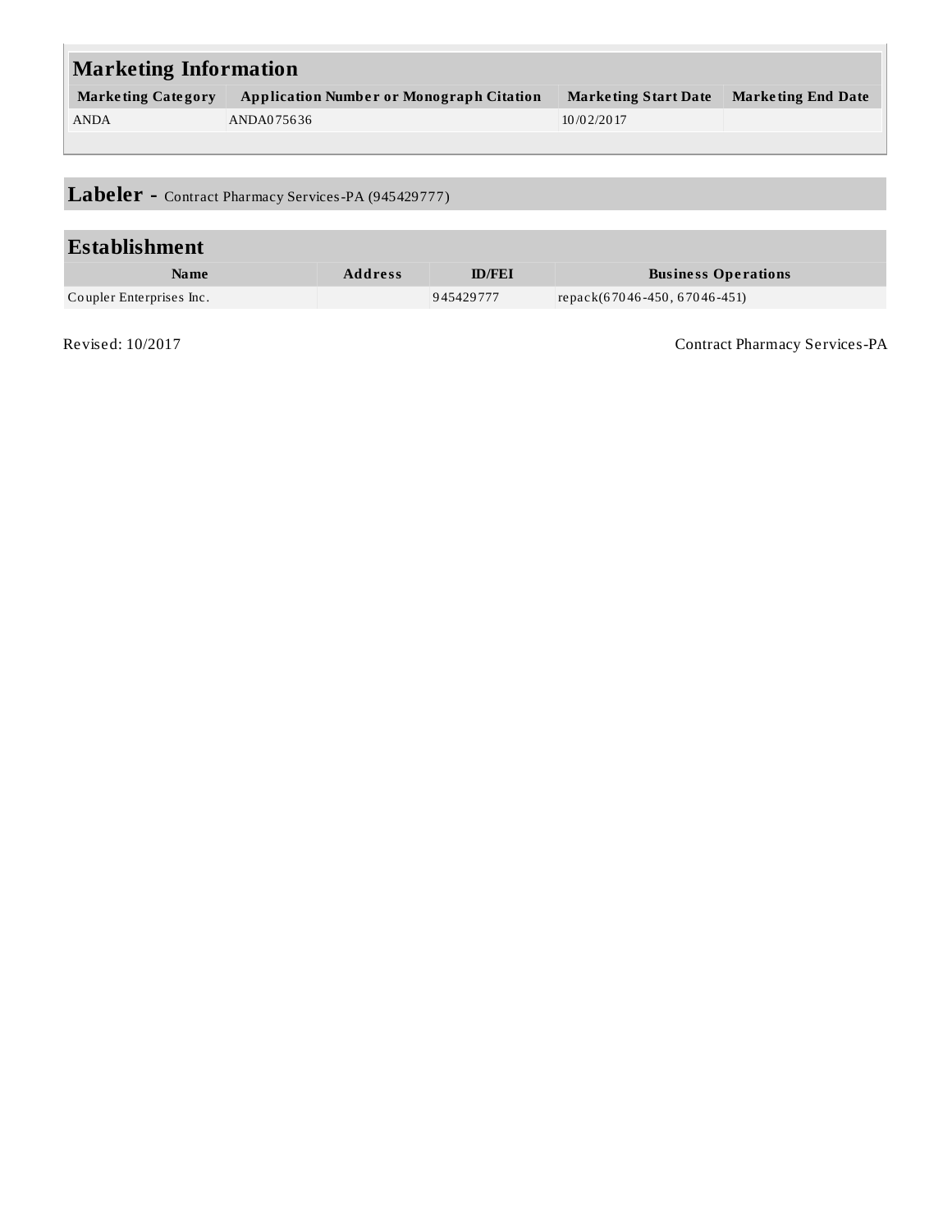## Marketing Information

| Marketing Category | Application Number or Monograph Citation | Marketing Start Date | Marketing End Date |
|---|---|---|---|
| ANDA | ANDA075636 | 10/02/2017 | |

## Labeler - Contract Pharmacy Services-PA (945429777)

## Establishment

| Name | Address | ID/FEI | Business Operations |
|---|---|---|---|
| Coupler Enterprises Inc. | | 945429777 | repack(67046-450, 67046-451) |

Revised: 10/2017

Contract Pharmacy Services-PA